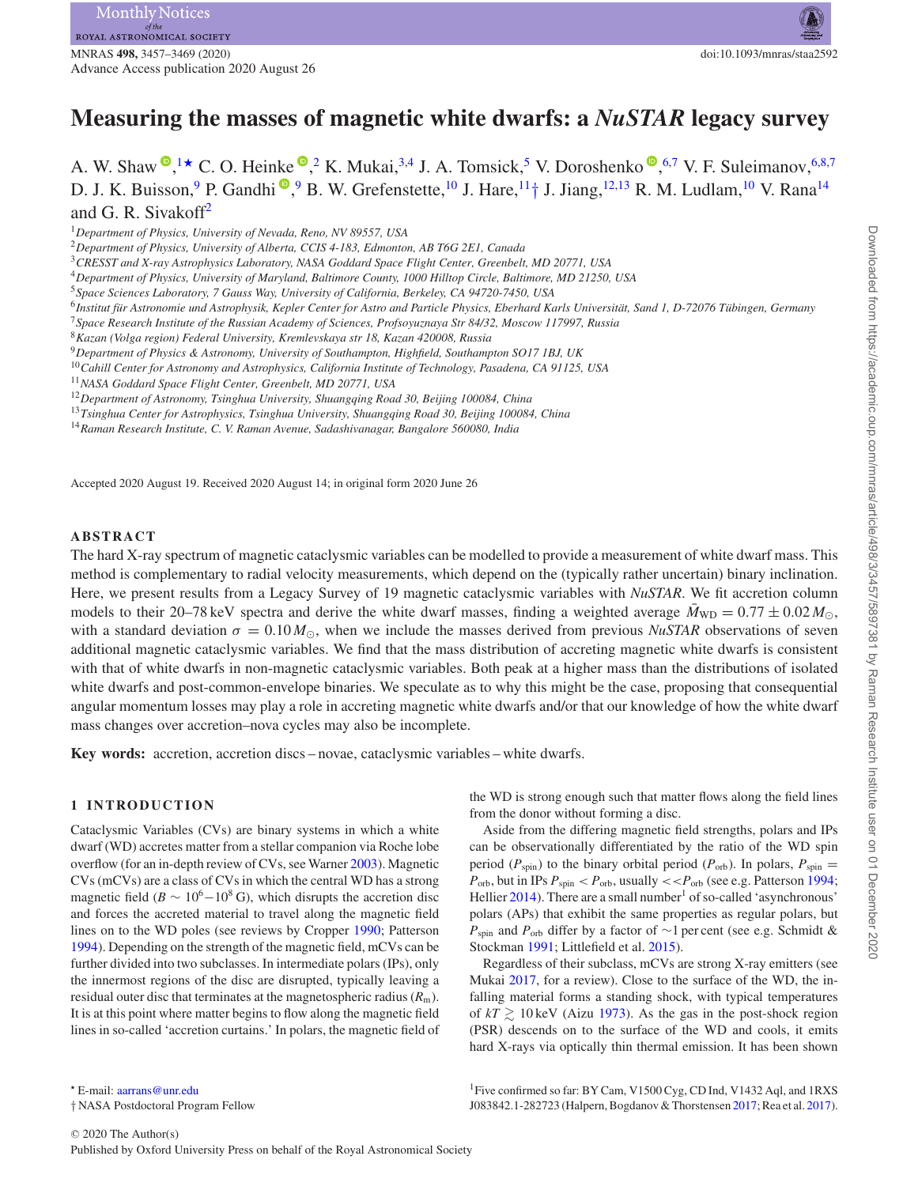# Measuring the masses of magnetic white dwarfs: a *NuSTAR* legacy survey

A. W. Shaw[1]★ C. O. Heinke[2] K. Mukai,[3,4] J. A. Tomsick,[5] V. Doroshenko[6,7] V. F. Suleimanov,[6,8,7] D. J. K. Buisson,[9] P. Gandhi[9] B. W. Grefenstette,[10] J. Hare,[11]† J. Jiang,[12,13] R. M. Ludlam,[10] V. Rana[14] and G. R. Sivakoff[2]

[1]Department of Physics, University of Nevada, Reno, NV 89557, USA
[2]Department of Physics, University of Alberta, CCIS 4-183, Edmonton, AB T6G 2E1, Canada
[3]CRESST and X-ray Astrophysics Laboratory, NASA Goddard Space Flight Center, Greenbelt, MD 20771, USA
[4]Department of Physics, University of Maryland, Baltimore County, 1000 Hilltop Circle, Baltimore, MD 21250, USA
[5]Space Sciences Laboratory, 7 Gauss Way, University of California, Berkeley, CA 94720-7450, USA
[6]Institut für Astronomie und Astrophysik, Kepler Center for Astro and Particle Physics, Eberhard Karls Universität, Sand 1, D-72076 Tübingen, Germany
[7]Space Research Institute of the Russian Academy of Sciences, Profsoyuznaya Str 84/32, Moscow 117997, Russia
[8]Kazan (Volga region) Federal University, Kremlevskaya str 18, Kazan 420008, Russia
[9]Department of Physics & Astronomy, University of Southampton, Highfield, Southampton SO17 1BJ, UK
[10]Cahill Center for Astronomy and Astrophysics, California Institute of Technology, Pasadena, CA 91125, USA
[11]NASA Goddard Space Flight Center, Greenbelt, MD 20771, USA
[12]Department of Astronomy, Tsinghua University, Shuangqing Road 30, Beijing 100084, China
[13]Tsinghua Center for Astrophysics, Tsinghua University, Shuangqing Road 30, Beijing 100084, China
[14]Raman Research Institute, C. V. Raman Avenue, Sadashivanagar, Bangalore 560080, India

Accepted 2020 August 19. Received 2020 August 14; in original form 2020 June 26

## ABSTRACT

The hard X-ray spectrum of magnetic cataclysmic variables can be modelled to provide a measurement of white dwarf mass. This method is complementary to radial velocity measurements, which depend on the (typically rather uncertain) binary inclination. Here, we present results from a Legacy Survey of 19 magnetic cataclysmic variables with *NuSTAR*. We fit accretion column models to their 20–78 keV spectra and derive the white dwarf masses, finding a weighted average $\bar{M}_{\rm WD} = 0.77 \pm 0.02\,M_{\odot}$, with a standard deviation $\sigma = 0.10\,M_{\odot}$, when we include the masses derived from previous *NuSTAR* observations of seven additional magnetic cataclysmic variables. We find that the mass distribution of accreting magnetic white dwarfs is consistent with that of white dwarfs in non-magnetic cataclysmic variables. Both peak at a higher mass than the distributions of isolated white dwarfs and post-common-envelope binaries. We speculate as to why this might be the case, proposing that consequential angular momentum losses may play a role in accreting magnetic white dwarfs and/or that our knowledge of how the white dwarf mass changes over accretion–nova cycles may also be incomplete.

**Key words:** accretion, accretion discs – novae, cataclysmic variables – white dwarfs.

## 1 INTRODUCTION

Cataclysmic Variables (CVs) are binary systems in which a white dwarf (WD) accretes matter from a stellar companion via Roche lobe overflow (for an in-depth review of CVs, see Warner 2003). Magnetic CVs (mCVs) are a class of CVs in which the central WD has a strong magnetic field ($B \sim 10^6$–$10^8$ G), which disrupts the accretion disc and forces the accreted material to travel along the magnetic field lines on to the WD poles (see reviews by Cropper 1990; Patterson 1994). Depending on the strength of the magnetic field, mCVs can be further divided into two subclasses. In intermediate polars (IPs), only the innermost regions of the disc are disrupted, typically leaving a residual outer disc that terminates at the magnetospheric radius ($R_{\rm m}$). It is at this point where matter begins to flow along the magnetic field lines in so-called 'accretion curtains.' In polars, the magnetic field of the WD is strong enough such that matter flows along the field lines from the donor without forming a disc.

Aside from the differing magnetic field strengths, polars and IPs can be observationally differentiated by the ratio of the WD spin period ($P_{\rm spin}$) to the binary orbital period ($P_{\rm orb}$). In polars, $P_{\rm spin} = P_{\rm orb}$, but in IPs $P_{\rm spin} < P_{\rm orb}$, usually $<< P_{\rm orb}$ (see e.g. Patterson 1994; Hellier 2014). There are a small number[1] of so-called 'asynchronous' polars (APs) that exhibit the same properties as regular polars, but $P_{\rm spin}$ and $P_{\rm orb}$ differ by a factor of ∼1 per cent (see e.g. Schmidt & Stockman 1991; Littlefield et al. 2015).

Regardless of their subclass, mCVs are strong X-ray emitters (see Mukai 2017, for a review). Close to the surface of the WD, the infalling material forms a standing shock, with typical temperatures of $kT \gtrsim 10$ keV (Aizu 1973). As the gas in the post-shock region (PSR) descends on to the surface of the WD and cools, it emits hard X-rays via optically thin thermal emission. It has been shown

★ E-mail: aarrans@unr.edu
† NASA Postdoctoral Program Fellow

[1]Five confirmed so far: BY Cam, V1500 Cyg, CD Ind, V1432 Aql, and 1RXS J083842.1-282723 (Halpern, Bogdanov & Thorstensen 2017; Rea et al. 2017).

© 2020 The Author(s)
Published by Oxford University Press on behalf of the Royal Astronomical Society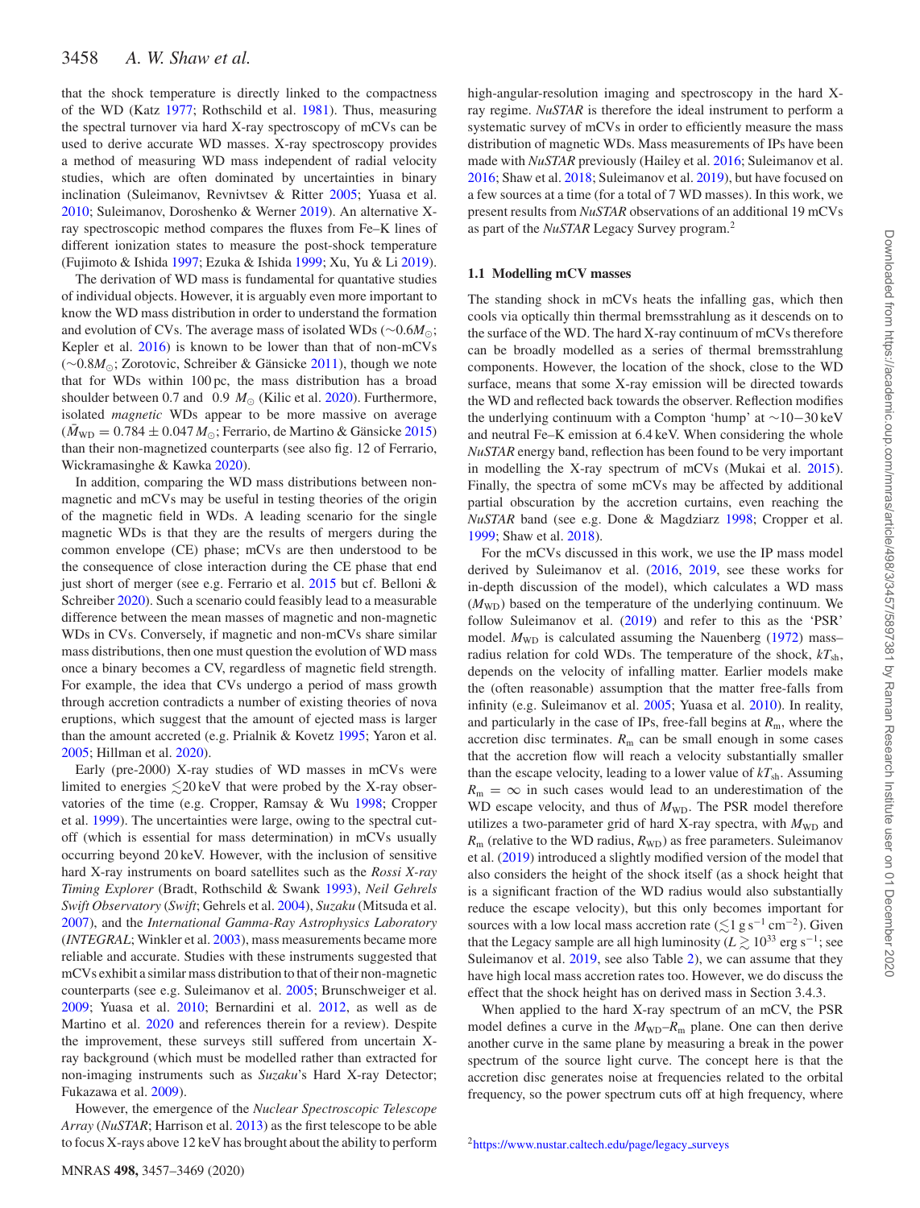that the shock temperature is directly linked to the compactness of the WD (Katz 1977; Rothschild et al. 1981). Thus, measuring the spectral turnover via hard X-ray spectroscopy of mCVs can be used to derive accurate WD masses. X-ray spectroscopy provides a method of measuring WD mass independent of radial velocity studies, which are often dominated by uncertainties in binary inclination (Suleimanov, Revnivtsev & Ritter 2005; Yuasa et al. 2010; Suleimanov, Doroshenko & Werner 2019). An alternative X-ray spectroscopic method compares the fluxes from Fe–K lines of different ionization states to measure the post-shock temperature (Fujimoto & Ishida 1997; Ezuka & Ishida 1999; Xu, Yu & Li 2019).

The derivation of WD mass is fundamental for quantative studies of individual objects. However, it is arguably even more important to know the WD mass distribution in order to understand the formation and evolution of CVs. The average mass of isolated WDs ($\sim 0.6 M_{\odot}$; Kepler et al. 2016) is known to be lower than that of non-mCVs ($\sim 0.8 M_{\odot}$; Zorotovic, Schreiber & Gänsicke 2011), though we note that for WDs within 100 pc, the mass distribution has a broad shoulder between 0.7 and 0.9 $M_{\odot}$ (Kilic et al. 2020). Furthermore, isolated *magnetic* WDs appear to be more massive on average ($\bar{M}_{\rm WD} = 0.784 \pm 0.047 M_{\odot}$; Ferrario, de Martino & Gänsicke 2015) than their non-magnetized counterparts (see also fig. 12 of Ferrario, Wickramasinghe & Kawka 2020).

In addition, comparing the WD mass distributions between non-magnetic and mCVs may be useful in testing theories of the origin of the magnetic field in WDs. A leading scenario for the single magnetic WDs is that they are the results of mergers during the common envelope (CE) phase; mCVs are then understood to be the consequence of close interaction during the CE phase that end just short of merger (see e.g. Ferrario et al. 2015 but cf. Belloni & Schreiber 2020). Such a scenario could feasibly lead to a measurable difference between the mean masses of magnetic and non-magnetic WDs in CVs. Conversely, if magnetic and non-mCVs share similar mass distributions, then one must question the evolution of WD mass once a binary becomes a CV, regardless of magnetic field strength. For example, the idea that CVs undergo a period of mass growth through accretion contradicts a number of existing theories of nova eruptions, which suggest that the amount of ejected mass is larger than the amount accreted (e.g. Prialnik & Kovetz 1995; Yaron et al. 2005; Hillman et al. 2020).

Early (pre-2000) X-ray studies of WD masses in mCVs were limited to energies $\lesssim 20$ keV that were probed by the X-ray observatories of the time (e.g. Cropper, Ramsay & Wu 1998; Cropper et al. 1999). The uncertainties were large, owing to the spectral cut-off (which is essential for mass determination) in mCVs usually occurring beyond 20 keV. However, with the inclusion of sensitive hard X-ray instruments on board satellites such as the *Rossi X-ray Timing Explorer* (Bradt, Rothschild & Swank 1993), *Neil Gehrels Swift Observatory* (*Swift*; Gehrels et al. 2004), *Suzaku* (Mitsuda et al. 2007), and the *International Gamma-Ray Astrophysics Laboratory* (*INTEGRAL*; Winkler et al. 2003), mass measurements became more reliable and accurate. Studies with these instruments suggested that mCVs exhibit a similar mass distribution to that of their non-magnetic counterparts (see e.g. Suleimanov et al. 2005; Brunschweiger et al. 2009; Yuasa et al. 2010; Bernardini et al. 2012, as well as de Martino et al. 2020 and references therein for a review). Despite the improvement, these surveys still suffered from uncertain X-ray background (which must be modelled rather than extracted for non-imaging instruments such as *Suzaku*'s Hard X-ray Detector; Fukazawa et al. 2009).

However, the emergence of the *Nuclear Spectroscopic Telescope Array* (*NuSTAR*; Harrison et al. 2013) as the first telescope to be able to focus X-rays above 12 keV has brought about the ability to perform high-angular-resolution imaging and spectroscopy in the hard X-ray regime. *NuSTAR* is therefore the ideal instrument to perform a systematic survey of mCVs in order to efficiently measure the mass distribution of magnetic WDs. Mass measurements of IPs have been made with *NuSTAR* previously (Hailey et al. 2016; Suleimanov et al. 2016; Shaw et al. 2018; Suleimanov et al. 2019), but have focused on a few sources at a time (for a total of 7 WD masses). In this work, we present results from *NuSTAR* observations of an additional 19 mCVs as part of the *NuSTAR* Legacy Survey program.[2]

### 1.1 Modelling mCV masses

The standing shock in mCVs heats the infalling gas, which then cools via optically thin thermal bremsstrahlung as it descends on to the surface of the WD. The hard X-ray continuum of mCVs therefore can be broadly modelled as a series of thermal bremsstrahlung components. However, the location of the shock, close to the WD surface, means that some X-ray emission will be directed towards the WD and reflected back towards the observer. Reflection modifies the underlying continuum with a Compton 'hump' at $\sim 10-30$ keV and neutral Fe–K emission at 6.4 keV. When considering the whole *NuSTAR* energy band, reflection has been found to be very important in modelling the X-ray spectrum of mCVs (Mukai et al. 2015). Finally, the spectra of some mCVs may be affected by additional partial obscuration by the accretion curtains, even reaching the *NuSTAR* band (see e.g. Done & Magdziarz 1998; Cropper et al. 1999; Shaw et al. 2018).

For the mCVs discussed in this work, we use the IP mass model derived by Suleimanov et al. (2016, 2019, see these works for in-depth discussion of the model), which calculates a WD mass ($M_{\rm WD}$) based on the temperature of the underlying continuum. We follow Suleimanov et al. (2019) and refer to this as the 'PSR' model. $M_{\rm WD}$ is calculated assuming the Nauenberg (1972) mass–radius relation for cold WDs. The temperature of the shock, $kT_{\rm sh}$, depends on the velocity of infalling matter. Earlier models make the (often reasonable) assumption that the matter free-falls from infinity (e.g. Suleimanov et al. 2005; Yuasa et al. 2010). In reality, and particularly in the case of IPs, free-fall begins at $R_{\rm m}$, where the accretion disc terminates. $R_{\rm m}$ can be small enough in some cases that the accretion flow will reach a velocity substantially smaller than the escape velocity, leading to a lower value of $kT_{\rm sh}$. Assuming $R_{\rm m} = \infty$ in such cases would lead to an underestimation of the WD escape velocity, and thus of $M_{\rm WD}$. The PSR model therefore utilizes a two-parameter grid of hard X-ray spectra, with $M_{\rm WD}$ and $R_{\rm m}$ (relative to the WD radius, $R_{\rm WD}$) as free parameters. Suleimanov et al. (2019) introduced a slightly modified version of the model that also considers the height of the shock itself (as a shock height that is a significant fraction of the WD radius would also substantially reduce the escape velocity), but this only becomes important for sources with a low local mass accretion rate ($\lesssim 1$ g s$^{-1}$ cm$^{-2}$). Given that the Legacy sample are all high luminosity ($L \gtrsim 10^{33}$ erg s$^{-1}$; see Suleimanov et al. 2019, see also Table 2), we can assume that they have high local mass accretion rates too. However, we do discuss the effect that the shock height has on derived mass in Section 3.4.3.

When applied to the hard X-ray spectrum of an mCV, the PSR model defines a curve in the $M_{\rm WD}$–$R_{\rm m}$ plane. One can then derive another curve in the same plane by measuring a break in the power spectrum of the source light curve. The concept here is that the accretion disc generates noise at frequencies related to the orbital frequency, so the power spectrum cuts off at high frequency, where

[2] https://www.nustar.caltech.edu/page/legacy_surveys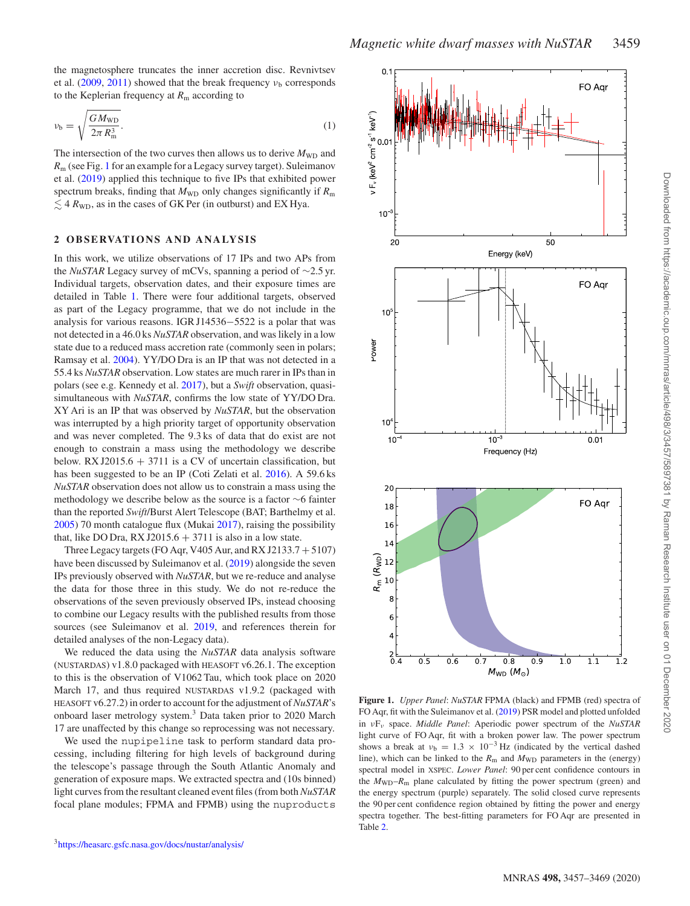the magnetosphere truncates the inner accretion disc. Revnivtsev et al. (2009, 2011) showed that the break frequency $\nu_b$ corresponds to the Keplerian frequency at $R_m$ according to

$$\nu_b = \sqrt{\frac{G M_{WD}}{2\pi R_m^3}}. \qquad (1)$$

The intersection of the two curves then allows us to derive $M_{WD}$ and $R_m$ (see Fig. 1 for an example for a Legacy survey target). Suleimanov et al. (2019) applied this technique to five IPs that exhibited power spectrum breaks, finding that $M_{WD}$ only changes significantly if $R_m \lesssim 4\,R_{WD}$, as in the cases of GK Per (in outburst) and EX Hya.

## 2 OBSERVATIONS AND ANALYSIS

In this work, we utilize observations of 17 IPs and two APs from the *NuSTAR* Legacy survey of mCVs, spanning a period of ∼2.5 yr. Individual targets, observation dates, and their exposure times are detailed in Table 1. There were four additional targets, observed as part of the Legacy programme, that we do not include in the analysis for various reasons. IGR J14536−5522 is a polar that was not detected in a 46.0 ks *NuSTAR* observation, and was likely in a low state due to a reduced mass accretion rate (commonly seen in polars; Ramsay et al. 2004). YY/DO Dra is an IP that was not detected in a 55.4 ks *NuSTAR* observation. Low states are much rarer in IPs than in polars (see e.g. Kennedy et al. 2017), but a *Swift* observation, quasi-simultaneous with *NuSTAR*, confirms the low state of YY/DO Dra. XY Ari is an IP that was observed by *NuSTAR*, but the observation was interrupted by a high priority target of opportunity observation and was never completed. The 9.3 ks of data that do exist are not enough to constrain a mass using the methodology we describe below. RX J2015.6 + 3711 is a CV of uncertain classification, but has been suggested to be an IP (Coti Zelati et al. 2016). A 59.6 ks *NuSTAR* observation does not allow us to constrain a mass using the methodology we describe below as the source is a factor ∼6 fainter than the reported *Swift*/Burst Alert Telescope (BAT; Barthelmy et al. 2005) 70 month catalogue flux (Mukai 2017), raising the possibility that, like DO Dra, RX J2015.6 + 3711 is also in a low state.

Three Legacy targets (FO Aqr, V405 Aur, and RX J2133.7 + 5107) have been discussed by Suleimanov et al. (2019) alongside the seven IPs previously observed with *NuSTAR*, but we re-reduce and analyse the data for those three in this study. We do not re-reduce the observations of the seven previously observed IPs, instead choosing to combine our Legacy results with the published results from those sources (see Suleimanov et al. 2019, and references therein for detailed analyses of the non-Legacy data).

We reduced the data using the *NuSTAR* data analysis software (NUSTARDAS) v1.8.0 packaged with HEASOFT v6.26.1. The exception to this is the observation of V1062 Tau, which took place on 2020 March 17, and thus required NUSTARDAS v1.9.2 (packaged with HEASOFT v6.27.2) in order to account for the adjustment of *NuSTAR*'s onboard laser metrology system.[3] Data taken prior to 2020 March 17 are unaffected by this change so reprocessing was not necessary.

We used the `nupipeline` task to perform standard data processing, including filtering for high levels of background during the telescope's passage through the South Atlantic Anomaly and generation of exposure maps. We extracted spectra and (10s binned) light curves from the resultant cleaned event files (from both *NuSTAR* focal plane modules; FPMA and FPMB) using the `nuproducts`

[3] https://heasarc.gsfc.nasa.gov/docs/nustar/analysis/

**Figure 1.** *Upper Panel*: *NuSTAR* FPMA (black) and FPMB (red) spectra of FO Aqr, fit with the Suleimanov et al. (2019) PSR model and plotted unfolded in $\nu F_\nu$ space. *Middle Panel*: Aperiodic power spectrum of the *NuSTAR* light curve of FO Aqr, fit with a broken power law. The power spectrum shows a break at $\nu_b = 1.3 \times 10^{-3}$ Hz (indicated by the vertical dashed line), which can be linked to the $R_m$ and $M_{WD}$ parameters in the (energy) spectral model in XSPEC. *Lower Panel*: 90 per cent confidence contours in the $M_{WD}$–$R_m$ plane calculated by fitting the power spectrum (green) and the energy spectrum (purple) separately. The solid closed curve represents the 90 per cent confidence region obtained by fitting the power and energy spectra together. The best-fitting parameters for FO Aqr are presented in Table 2.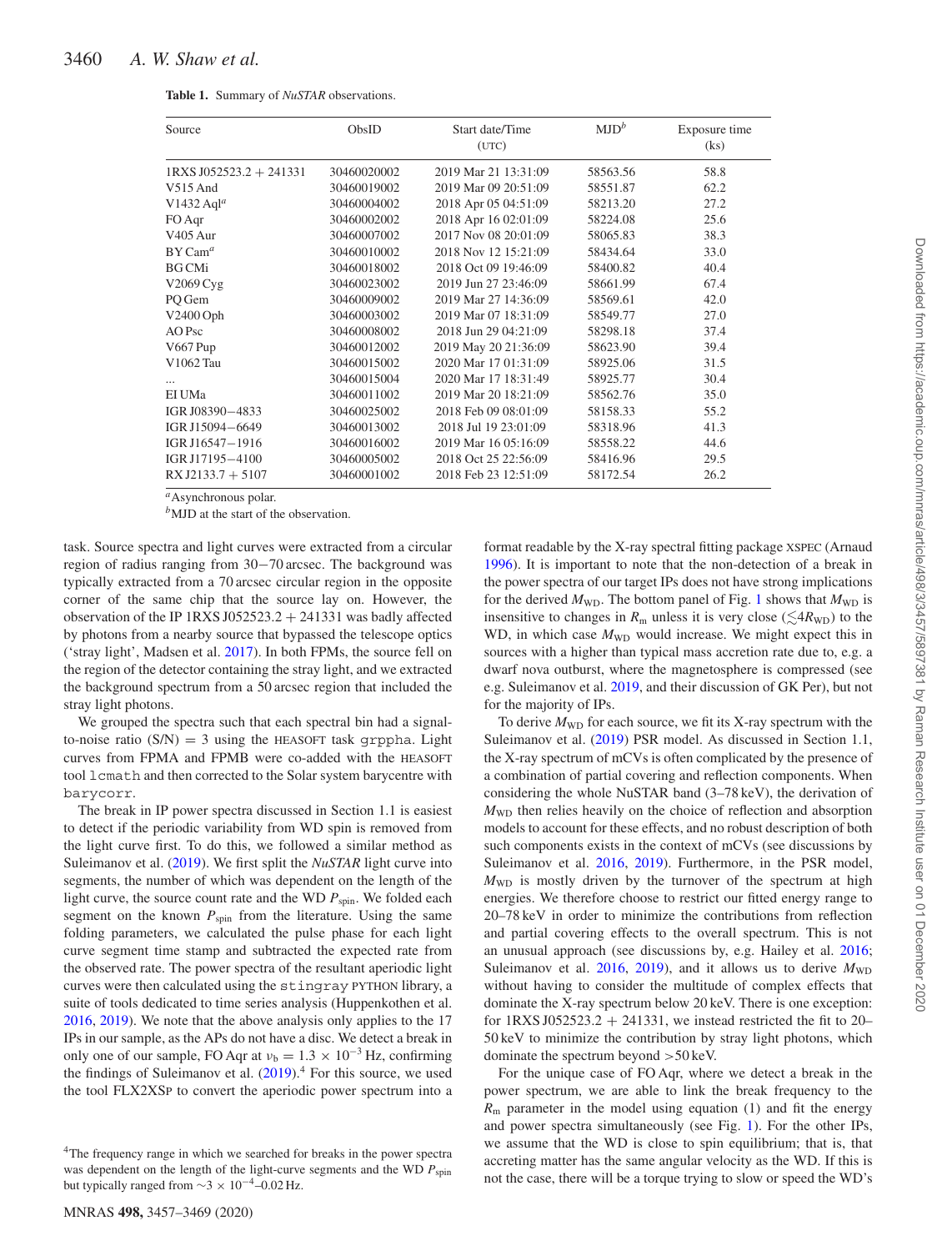**Table 1.** Summary of *NuSTAR* observations.

| Source | ObsID | Start date/Time (UTC) | MJD[b] | Exposure time (ks) |
|---|---|---|---|---|
| 1RXS J052523.2 + 241331 | 30460020002 | 2019 Mar 21 13:31:09 | 58563.56 | 58.8 |
| V515 And | 30460019002 | 2019 Mar 09 20:51:09 | 58551.87 | 62.2 |
| V1432 Aql[a] | 30460004002 | 2018 Apr 05 04:51:09 | 58213.20 | 27.2 |
| FO Aqr | 30460002002 | 2018 Apr 16 02:01:09 | 58224.08 | 25.6 |
| V405 Aur | 30460007002 | 2017 Nov 08 20:01:09 | 58065.83 | 38.3 |
| BY Cam[a] | 30460010002 | 2018 Nov 12 15:21:09 | 58434.64 | 33.0 |
| BG CMi | 30460018002 | 2018 Oct 09 19:46:09 | 58400.82 | 40.4 |
| V2069 Cyg | 30460023002 | 2019 Jun 27 23:46:09 | 58661.99 | 67.4 |
| PQ Gem | 30460009002 | 2019 Mar 27 14:36:09 | 58569.61 | 42.0 |
| V2400 Oph | 30460003002 | 2019 Mar 07 18:31:09 | 58549.77 | 27.0 |
| AO Psc | 30460008002 | 2018 Jun 29 04:21:09 | 58298.18 | 37.4 |
| V667 Pup | 30460012002 | 2019 May 20 21:36:09 | 58623.90 | 39.4 |
| V1062 Tau | 30460015002 | 2020 Mar 17 01:31:09 | 58925.06 | 31.5 |
| ... | 30460015004 | 2020 Mar 17 18:31:49 | 58925.77 | 30.4 |
| EI UMa | 30460011002 | 2019 Mar 20 18:21:09 | 58562.76 | 35.0 |
| IGR J08390−4833 | 30460025002 | 2018 Feb 09 08:01:09 | 58158.33 | 55.2 |
| IGR J15094−6649 | 30460013002 | 2018 Jul 19 23:01:09 | 58318.96 | 41.3 |
| IGR J16547−1916 | 30460016002 | 2019 Mar 16 05:16:09 | 58558.22 | 44.6 |
| IGR J17195−4100 | 30460005002 | 2018 Oct 25 22:56:09 | 58416.96 | 29.5 |
| RX J2133.7 + 5107 | 30460001002 | 2018 Feb 23 12:51:09 | 58172.54 | 26.2 |

[a]Asynchronous polar.
[b]MJD at the start of the observation.

task. Source spectra and light curves were extracted from a circular region of radius ranging from 30−70 arcsec. The background was typically extracted from a 70 arcsec circular region in the opposite corner of the same chip that the source lay on. However, the observation of the IP 1RXS J052523.2 + 241331 was badly affected by photons from a nearby source that bypassed the telescope optics (‘stray light’, Madsen et al. 2017). In both FPMs, the source fell on the region of the detector containing the stray light, and we extracted the background spectrum from a 50 arcsec region that included the stray light photons.

We grouped the spectra such that each spectral bin had a signal-to-noise ratio (S/N) = 3 using the HEASOFT task `grppha`. Light curves from FPMA and FPMB were co-added with the HEASOFT tool `lcmath` and then corrected to the Solar system barycentre with `barycorr`.

The break in IP power spectra discussed in Section 1.1 is easiest to detect if the periodic variability from WD spin is removed from the light curve first. To do this, we followed a similar method as Suleimanov et al. (2019). We first split the *NuSTAR* light curve into segments, the number of which was dependent on the length of the light curve, the source count rate and the WD $P_{\rm spin}$. We folded each segment on the known $P_{\rm spin}$ from the literature. Using the same folding parameters, we calculated the pulse phase for each light curve segment time stamp and subtracted the expected rate from the observed rate. The power spectra of the resultant aperiodic light curves were then calculated using the `stingray` PYTHON library, a suite of tools dedicated to time series analysis (Huppenkothen et al. 2016, 2019). We note that the above analysis only applies to the 17 IPs in our sample, as the APs do not have a disc. We detect a break in only one of our sample, FO Aqr at $\nu_{\rm b} = 1.3 \times 10^{-3}$ Hz, confirming the findings of Suleimanov et al. (2019).[4] For this source, we used the tool FLX2XSP to convert the aperiodic power spectrum into a format readable by the X-ray spectral fitting package XSPEC (Arnaud 1996). It is important to note that the non-detection of a break in the power spectra of our target IPs does not have strong implications for the derived $M_{\rm WD}$. The bottom panel of Fig. 1 shows that $M_{\rm WD}$ is insensitive to changes in $R_{\rm m}$ unless it is very close ($\lesssim 4R_{\rm WD}$) to the WD, in which case $M_{\rm WD}$ would increase. We might expect this in sources with a higher than typical mass accretion rate due to, e.g. a dwarf nova outburst, where the magnetosphere is compressed (see e.g. Suleimanov et al. 2019, and their discussion of GK Per), but not for the majority of IPs.

To derive $M_{\rm WD}$ for each source, we fit its X-ray spectrum with the Suleimanov et al. (2019) PSR model. As discussed in Section 1.1, the X-ray spectrum of mCVs is often complicated by the presence of a combination of partial covering and reflection components. When considering the whole NuSTAR band (3–78 keV), the derivation of $M_{\rm WD}$ then relies heavily on the choice of reflection and absorption models to account for these effects, and no robust description of both such components exists in the context of mCVs (see discussions by Suleimanov et al. 2016, 2019). Furthermore, in the PSR model, $M_{\rm WD}$ is mostly driven by the turnover of the spectrum at high energies. We therefore choose to restrict our fitted energy range to 20–78 keV in order to minimize the contributions from reflection and partial covering effects to the overall spectrum. This is not an unusual approach (see discussions by, e.g. Hailey et al. 2016; Suleimanov et al. 2016, 2019), and it allows us to derive $M_{\rm WD}$ without having to consider the multitude of complex effects that dominate the X-ray spectrum below 20 keV. There is one exception: for 1RXS J052523.2 + 241331, we instead restricted the fit to 20–50 keV to minimize the contribution by stray light photons, which dominate the spectrum beyond >50 keV.

For the unique case of FO Aqr, where we detect a break in the power spectrum, we are able to link the break frequency to the $R_{\rm m}$ parameter in the model using equation (1) and fit the energy and power spectra simultaneously (see Fig. 1). For the other IPs, we assume that the WD is close to spin equilibrium; that is, that accreting matter has the same angular velocity as the WD. If this is not the case, there will be a torque trying to slow or speed the WD’s

[4]The frequency range in which we searched for breaks in the power spectra was dependent on the length of the light-curve segments and the WD $P_{\rm spin}$ but typically ranged from $\sim 3 \times 10^{-4}$–0.02 Hz.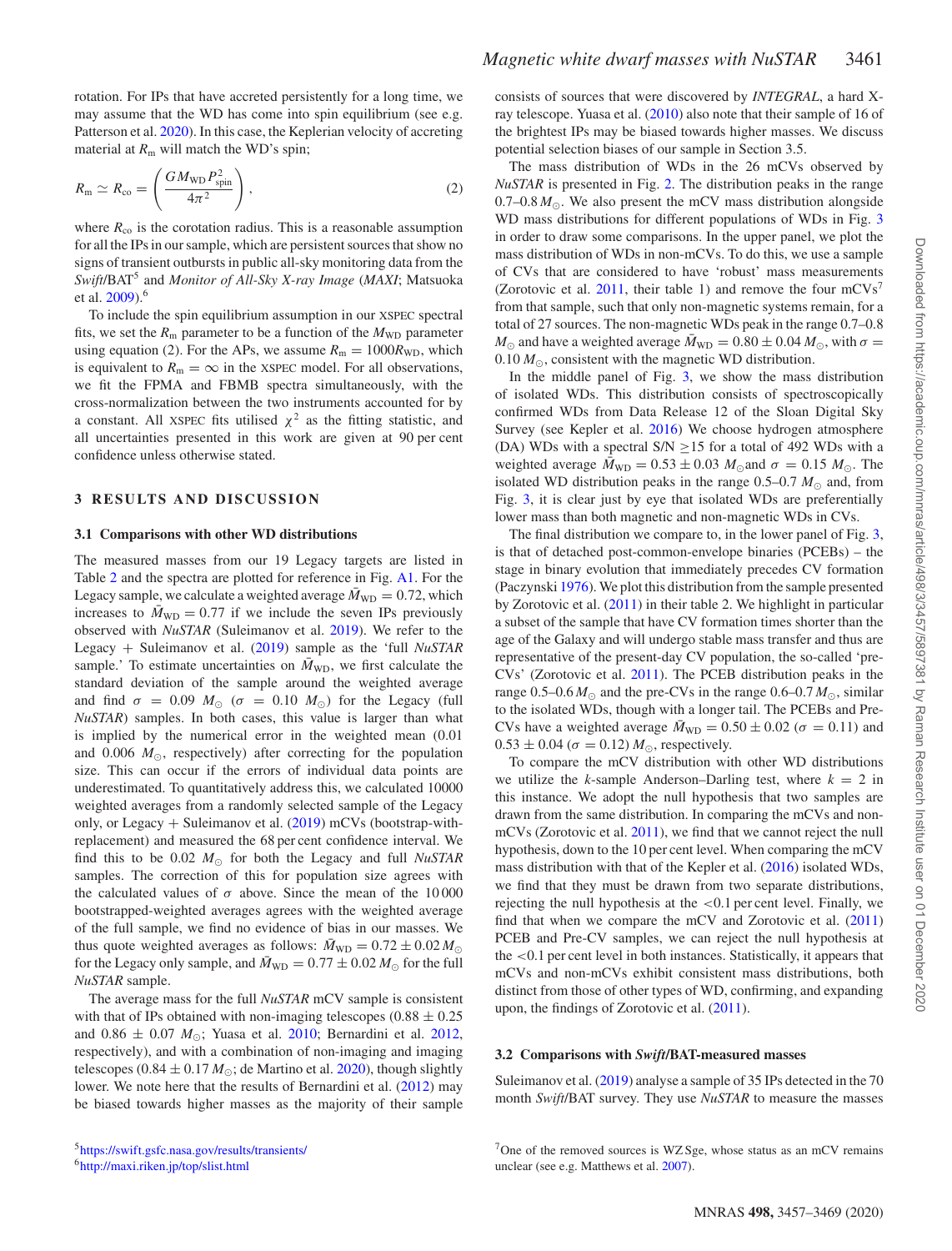rotation. For IPs that have accreted persistently for a long time, we may assume that the WD has come into spin equilibrium (see e.g. Patterson et al. 2020). In this case, the Keplerian velocity of accreting material at $R_{\rm m}$ will match the WD's spin;

$$R_{\rm m} \simeq R_{\rm co} = \left( \frac{G M_{\rm WD} P_{\rm spin}^2}{4\pi^2} \right), \tag{2}$$

where $R_{\rm co}$ is the corotation radius. This is a reasonable assumption for all the IPs in our sample, which are persistent sources that show no signs of transient outbursts in public all-sky monitoring data from the *Swift*/BAT[5] and *Monitor of All-Sky X-ray Image* (*MAXI*; Matsuoka et al. 2009).[6]

To include the spin equilibrium assumption in our XSPEC spectral fits, we set the $R_{\rm m}$ parameter to be a function of the $M_{\rm WD}$ parameter using equation (2). For the APs, we assume $R_{\rm m} = 1000 R_{\rm WD}$, which is equivalent to $R_{\rm m} = \infty$ in the XSPEC model. For all observations, we fit the FPMA and FBMB spectra simultaneously, with the cross-normalization between the two instruments accounted for by a constant. All XSPEC fits utilised $\chi^2$ as the fitting statistic, and all uncertainties presented in this work are given at 90 per cent confidence unless otherwise stated.

## 3 RESULTS AND DISCUSSION

### 3.1 Comparisons with other WD distributions

The measured masses from our 19 Legacy targets are listed in Table 2 and the spectra are plotted for reference in Fig. A1. For the Legacy sample, we calculate a weighted average $\bar{M}_{\rm WD} = 0.72$, which increases to $\bar{M}_{\rm WD} = 0.77$ if we include the seven IPs previously observed with *NuSTAR* (Suleimanov et al. 2019). We refer to the Legacy + Suleimanov et al. (2019) sample as the 'full *NuSTAR* sample.' To estimate uncertainties on $\bar{M}_{\rm WD}$, we first calculate the standard deviation of the sample around the weighted average and find $\sigma = 0.09\ M_\odot$ ($\sigma = 0.10\ M_\odot$) for the Legacy (full *NuSTAR*) samples. In both cases, this value is larger than what is implied by the numerical error in the weighted mean (0.01 and 0.006 $M_\odot$, respectively) after correcting for the population size. This can occur if the errors of individual data points are underestimated. To quantitatively address this, we calculated 10000 weighted averages from a randomly selected sample of the Legacy only, or Legacy + Suleimanov et al. (2019) mCVs (bootstrap-with-replacement) and measured the 68 per cent confidence interval. We find this to be 0.02 $M_\odot$ for both the Legacy and full *NuSTAR* samples. The correction of this for population size agrees with the calculated values of $\sigma$ above. Since the mean of the 10 000 bootstrapped-weighted averages agrees with the weighted average of the full sample, we find no evidence of bias in our masses. We thus quote weighted averages as follows: $\bar{M}_{\rm WD} = 0.72 \pm 0.02\,M_\odot$ for the Legacy only sample, and $\bar{M}_{\rm WD} = 0.77 \pm 0.02\,M_\odot$ for the full *NuSTAR* sample.

The average mass for the full *NuSTAR* mCV sample is consistent with that of IPs obtained with non-imaging telescopes (0.88 ± 0.25 and 0.86 ± 0.07 $M_\odot$; Yuasa et al. 2010; Bernardini et al. 2012, respectively), and with a combination of non-imaging and imaging telescopes ($0.84 \pm 0.17\,M_\odot$; de Martino et al. 2020), though slightly lower. We note here that the results of Bernardini et al. (2012) may be biased towards higher masses as the majority of their sample consists of sources that were discovered by *INTEGRAL*, a hard X-ray telescope. Yuasa et al. (2010) also note that their sample of 16 of the brightest IPs may be biased towards higher masses. We discuss potential selection biases of our sample in Section 3.5.

The mass distribution of WDs in the 26 mCVs observed by *NuSTAR* is presented in Fig. 2. The distribution peaks in the range 0.7–0.8 $M_\odot$. We also present the mCV mass distribution alongside WD mass distributions for different populations of WDs in Fig. 3 in order to draw some comparisons. In the upper panel, we plot the mass distribution of WDs in non-mCVs. To do this, we use a sample of CVs that are considered to have 'robust' mass measurements (Zorotovic et al. 2011, their table 1) and remove the four mCVs[7] from that sample, such that only non-magnetic systems remain, for a total of 27 sources. The non-magnetic WDs peak in the range 0.7–0.8 $M_\odot$ and have a weighted average $\bar{M}_{\rm WD} = 0.80 \pm 0.04\,M_\odot$, with $\sigma = 0.10\,M_\odot$, consistent with the magnetic WD distribution.

In the middle panel of Fig. 3, we show the mass distribution of isolated WDs. This distribution consists of spectroscopically confirmed WDs from Data Release 12 of the Sloan Digital Sky Survey (see Kepler et al. 2016) We choose hydrogen atmosphere (DA) WDs with a spectral S/N ≥15 for a total of 492 WDs with a weighted average $\bar{M}_{\rm WD} = 0.53 \pm 0.03\ M_\odot$ and $\sigma = 0.15\ M_\odot$. The isolated WD distribution peaks in the range 0.5–0.7 $M_\odot$ and, from Fig. 3, it is clear just by eye that isolated WDs are preferentially lower mass than both magnetic and non-magnetic WDs in CVs.

The final distribution we compare to, in the lower panel of Fig. 3, is that of detached post-common-envelope binaries (PCEBs) – the stage in binary evolution that immediately precedes CV formation (Paczynski 1976). We plot this distribution from the sample presented by Zorotovic et al. (2011) in their table 2. We highlight in particular a subset of the sample that have CV formation times shorter than the age of the Galaxy and will undergo stable mass transfer and thus are representative of the present-day CV population, the so-called 'pre-CVs' (Zorotovic et al. 2011). The PCEB distribution peaks in the range 0.5–0.6 $M_\odot$ and the pre-CVs in the range 0.6–0.7 $M_\odot$, similar to the isolated WDs, though with a longer tail. The PCEBs and Pre-CVs have a weighted average $\bar{M}_{\rm WD} = 0.50 \pm 0.02$ ($\sigma = 0.11$) and $0.53 \pm 0.04$ ($\sigma = 0.12$) $M_\odot$, respectively.

To compare the mCV distribution with other WD distributions we utilize the *k*-sample Anderson–Darling test, where $k = 2$ in this instance. We adopt the null hypothesis that two samples are drawn from the same distribution. In comparing the mCVs and non-mCVs (Zorotovic et al. 2011), we find that we cannot reject the null hypothesis, down to the 10 per cent level. When comparing the mCV mass distribution with that of the Kepler et al. (2016) isolated WDs, we find that they must be drawn from two separate distributions, rejecting the null hypothesis at the <0.1 per cent level. Finally, we find that when we compare the mCV and Zorotovic et al. (2011) PCEB and Pre-CV samples, we can reject the null hypothesis at the <0.1 per cent level in both instances. Statistically, it appears that mCVs and non-mCVs exhibit consistent mass distributions, both distinct from those of other types of WD, confirming, and expanding upon, the findings of Zorotovic et al. (2011).

### 3.2 Comparisons with *Swift*/BAT-measured masses

Suleimanov et al. (2019) analyse a sample of 35 IPs detected in the 70 month *Swift*/BAT survey. They use *NuSTAR* to measure the masses

[5] https://swift.gsfc.nasa.gov/results/transients/

[6] http://maxi.riken.jp/top/slist.html

[7] One of the removed sources is WZ Sge, whose status as an mCV remains unclear (see e.g. Matthews et al. 2007).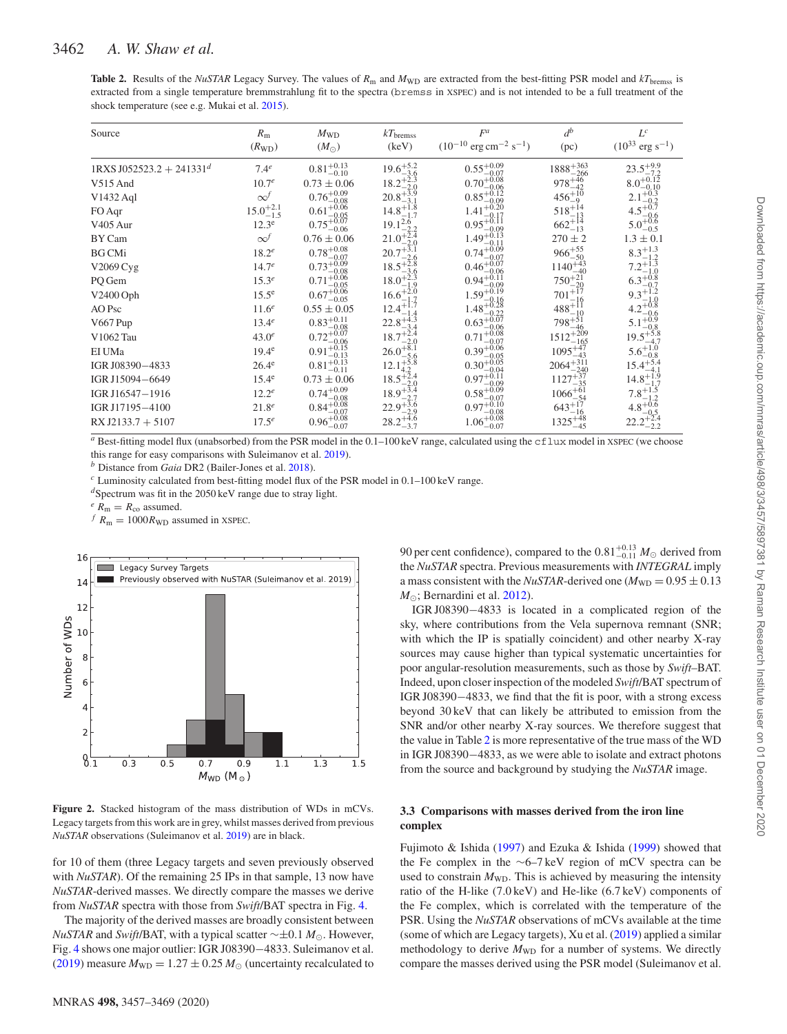**Table 2.** Results of the *NuSTAR* Legacy Survey. The values of $R_m$ and $M_{WD}$ are extracted from the best-fitting PSR model and $kT_{bremss}$ is extracted from a single temperature bremmstrahlung fit to the spectra (bremss in XSPEC) and is not intended to be a full treatment of the shock temperature (see e.g. Mukai et al. 2015).

| Source | $R_m$ ($R_{WD}$) | $M_{WD}$ ($M_\odot$) | $kT_{bremss}$ (keV) | $F^a$ ($10^{-10}$ erg cm$^{-2}$ s$^{-1}$) | $d^b$ (pc) | $L^c$ ($10^{33}$ erg s$^{-1}$) |
|---|---|---|---|---|---|---|
| 1RXS J052523.2 + 241331[d] | 7.4[e] | $0.81^{+0.13}_{-0.10}$ | $19.6^{+5.2}_{-3.6}$ | $0.55^{+0.09}_{-0.07}$ | $1888^{+363}_{-266}$ | $23.5^{+9.9}_{-7.2}$ |
| V515 And | 10.7[e] | $0.73 \pm 0.06$ | $18.2^{+2.3}_{-2.0}$ | $0.70^{+0.08}_{-0.06}$ | $978^{+46}_{-42}$ | $8.0^{+0.12}_{-0.10}$ |
| V1432 Aql | $\infty$[f] | $0.76^{+0.09}_{-0.08}$ | $20.8^{+3.9}_{-3.1}$ | $0.85^{+0.12}_{-0.09}$ | $456^{+10}_{-9}$ | $2.1^{+0.3}_{-0.2}$ |
| FO Aqr | $15.0^{+2.1}_{-1.5}$ | $0.61^{+0.06}_{-0.05}$ | $14.8^{+1.8}_{-1.7}$ | $1.41^{+0.20}_{-0.17}$ | $518^{+14}_{-13}$ | $4.5^{+0.7}_{-0.6}$ |
| V405 Aur | 12.3[e] | $0.75^{+0.07}_{-0.06}$ | $19.1^{2.6}_{-2.2}$ | $0.95^{+0.11}_{-0.09}$ | $662^{+14}_{-13}$ | $5.0^{+0.6}_{-0.5}$ |
| BY Cam | $\infty$[f] | $0.76 \pm 0.06$ | $21.0^{+2.4}_{-2.0}$ | $1.49^{+0.13}_{-0.11}$ | $270 \pm 2$ | $1.3 \pm 0.1$ |
| BG CMi | 18.2[e] | $0.78^{+0.08}_{-0.07}$ | $20.7^{+3.1}_{-2.6}$ | $0.74^{+0.09}_{-0.07}$ | $966^{+55}_{-50}$ | $8.3^{+1.3}_{-1.2}$ |
| V2069 Cyg | 14.7[e] | $0.73^{+0.09}_{-0.08}$ | $18.5^{+2.8}_{-3.6}$ | $0.46^{+0.07}_{-0.06}$ | $1140^{+43}_{-40}$ | $7.2^{+1.3}_{-1.0}$ |
| PQ Gem | 15.3[e] | $0.71^{+0.06}_{-0.05}$ | $18.0^{+2.3}_{-1.9}$ | $0.94^{+0.11}_{-0.09}$ | $750^{+21}_{-20}$ | $6.3^{+0.8}_{-0.7}$ |
| V2400 Oph | 15.5[e] | $0.67^{+0.06}_{-0.05}$ | $16.6^{+2.0}_{-1.7}$ | $1.59^{+0.19}_{-0.16}$ | $701^{+17}_{-16}$ | $9.3^{+1.2}_{-1.0}$ |
| AO Psc | 11.6[e] | $0.55 \pm 0.05$ | $12.4^{+1.7}_{-1.4}$ | $1.48^{+0.28}_{-0.22}$ | $488^{+11}_{-10}$ | $4.2^{+0.8}_{-0.6}$ |
| V667 Pup | 13.4[e] | $0.83^{+0.11}_{-0.08}$ | $22.8^{+4.3}_{-3.4}$ | $0.63^{+0.07}_{-0.06}$ | $798^{+51}_{-46}$ | $5.1^{+0.9}_{-0.8}$ |
| V1062 Tau | 43.0[e] | $0.72^{+0.07}_{-0.06}$ | $18.7^{+2.4}_{-2.0}$ | $0.71^{+0.08}_{-0.07}$ | $1512^{+209}_{-165}$ | $19.5^{+5.8}_{-4.7}$ |
| EI UMa | 19.4[e] | $0.91^{+0.15}_{-0.13}$ | $26.0^{+8.1}_{-5.6}$ | $0.39^{+0.06}_{-0.05}$ | $1095^{+47}_{-43}$ | $5.6^{+1.0}_{-0.8}$ |
| IGR J08390−4833 | 26.4[e] | $0.81^{+0.13}_{-0.11}$ | $12.1^{+5.8}_{4.2}$ | $0.30^{+0.05}_{-0.04}$ | $2064^{+311}_{-240}$ | $15.4^{+5.4}_{-4.1}$ |
| IGR J15094−6649 | 15.4[e] | $0.73 \pm 0.06$ | $18.5^{+2.4}_{-2.0}$ | $0.97^{+0.11}_{-0.09}$ | $1127^{+37}_{-35}$ | $14.8^{+1.9}_{-1.7}$ |
| IGR J16547−1916 | 12.2[e] | $0.74^{+0.09}_{-0.08}$ | $18.9^{+3.4}_{-2.7}$ | $0.58^{+0.09}_{-0.07}$ | $1066^{+61}_{-54}$ | $7.8^{+1.5}_{-1.2}$ |
| IGR J17195−4100 | 21.8[e] | $0.84^{+0.08}_{-0.07}$ | $22.9^{+3.6}_{-2.9}$ | $0.97^{+0.10}_{-0.08}$ | $643^{+17}_{-16}$ | $4.8^{+0.6}_{-0.5}$ |
| RX J2133.7 + 5107 | 17.5[e] | $0.96^{+0.08}_{-0.07}$ | $28.2^{+4.6}_{-3.7}$ | $1.06^{+0.08}_{-0.07}$ | $1325^{+48}_{-45}$ | $22.2^{+2.4}_{-2.2}$ |

[a] Best-fitting model flux (unabsorbed) from the PSR model in the 0.1–100 keV range, calculated using the cflux model in XSPEC (we choose this range for easy comparisons with Suleimanov et al. 2019).
[b] Distance from *Gaia* DR2 (Bailer-Jones et al. 2018).
[c] Luminosity calculated from best-fitting model flux of the PSR model in 0.1–100 keV range.
[d] Spectrum was fit in the 2050 keV range due to stray light.
[e] $R_m = R_{co}$ assumed.
[f] $R_m = 1000 R_{WD}$ assumed in XSPEC.

**Figure 2.** Stacked histogram of the mass distribution of WDs in mCVs. Legacy targets from this work are in grey, whilst masses derived from previous *NuSTAR* observations (Suleimanov et al. 2019) are in black.

for 10 of them (three Legacy targets and seven previously observed with *NuSTAR*). Of the remaining 25 IPs in that sample, 13 now have *NuSTAR*-derived masses. We directly compare the masses we derive from *NuSTAR* spectra with those from *Swift*/BAT spectra in Fig. 4.

The majority of the derived masses are broadly consistent between *NuSTAR* and *Swift*/BAT, with a typical scatter $\sim\pm0.1\,M_\odot$. However, Fig. 4 shows one major outlier: IGR J08390−4833. Suleimanov et al. (2019) measure $M_{WD} = 1.27 \pm 0.25\,M_\odot$ (uncertainty recalculated to 90 per cent confidence), compared to the $0.81^{+0.13}_{-0.11}\,M_\odot$ derived from the *NuSTAR* spectra. Previous measurements with *INTEGRAL* imply a mass consistent with the *NuSTAR*-derived one ($M_{WD} = 0.95 \pm 0.13\,M_\odot$; Bernardini et al. 2012).

IGR J08390−4833 is located in a complicated region of the sky, where contributions from the Vela supernova remnant (SNR; with which the IP is spatially coincident) and other nearby X-ray sources may cause higher than typical systematic uncertainties for poor angular-resolution measurements, such as those by *Swift*–BAT. Indeed, upon closer inspection of the modeled *Swift*/BAT spectrum of IGR J08390−4833, we find that the fit is poor, with a strong excess beyond 30 keV that can likely be attributed to emission from the SNR and/or other nearby X-ray sources. We therefore suggest that the value in Table 2 is more representative of the true mass of the WD in IGR J08390−4833, as we were able to isolate and extract photons from the source and background by studying the *NuSTAR* image.

### 3.3 Comparisons with masses derived from the iron line complex

Fujimoto & Ishida (1997) and Ezuka & Ishida (1999) showed that the Fe complex in the ∼6–7 keV region of mCV spectra can be used to constrain $M_{WD}$. This is achieved by measuring the intensity ratio of the H-like (7.0 keV) and He-like (6.7 keV) components of the Fe complex, which is correlated with the temperature of the PSR. Using the *NuSTAR* observations of mCVs available at the time (some of which are Legacy targets), Xu et al. (2019) applied a similar methodology to derive $M_{WD}$ for a number of systems. We directly compare the masses derived using the PSR model (Suleimanov et al.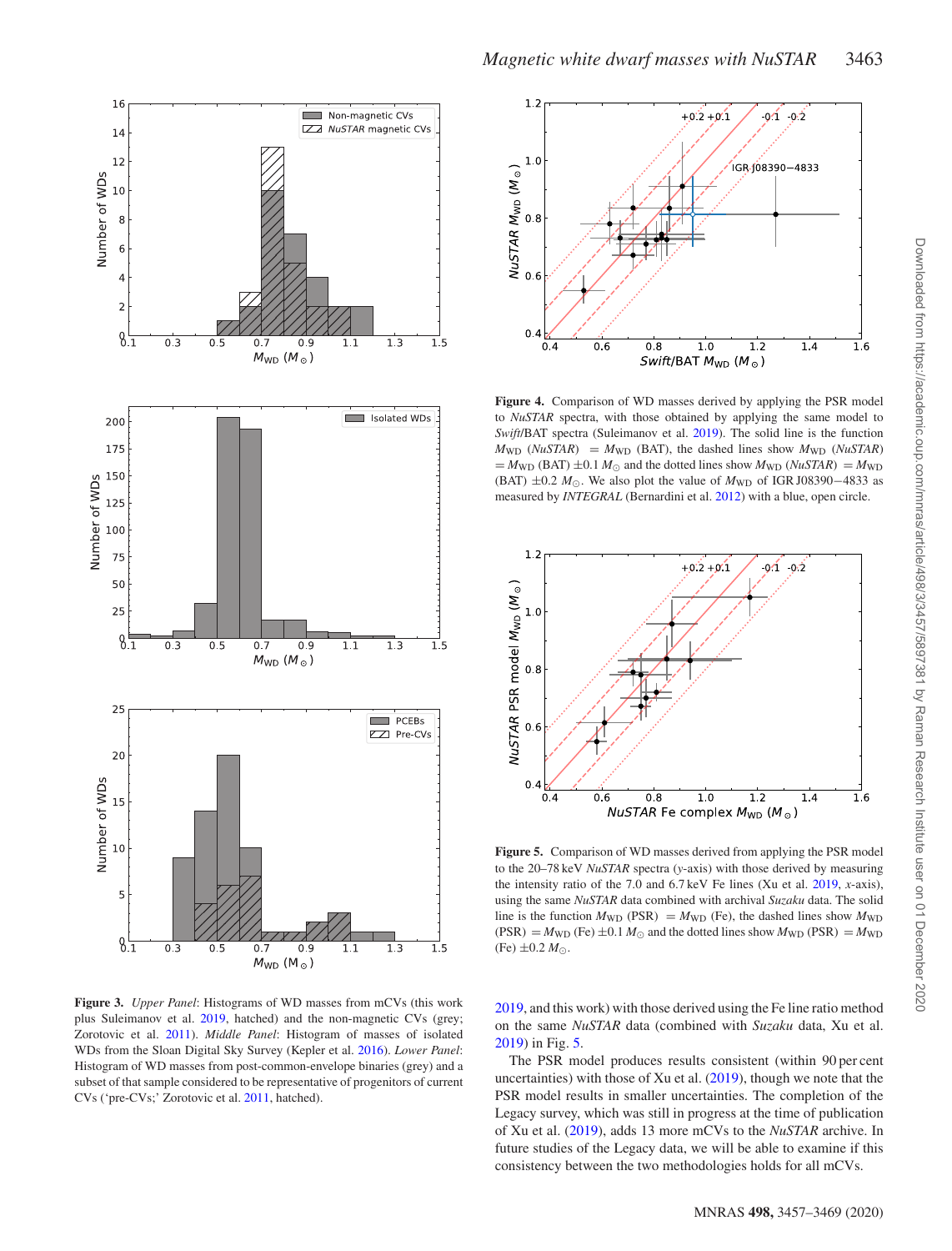**Figure 3.** *Upper Panel*: Histograms of WD masses from mCVs (this work plus Suleimanov et al. 2019, hatched) and the non-magnetic CVs (grey; Zorotovic et al. 2011). *Middle Panel*: Histogram of masses of isolated WDs from the Sloan Digital Sky Survey (Kepler et al. 2016). *Lower Panel*: Histogram of WD masses from post-common-envelope binaries (grey) and a subset of that sample considered to be representative of progenitors of current CVs ('pre-CVs;' Zorotovic et al. 2011, hatched).

**Figure 4.** Comparison of WD masses derived by applying the PSR model to *NuSTAR* spectra, with those obtained by applying the same model to *Swift*/BAT spectra (Suleimanov et al. 2019). The solid line is the function $M_{\rm WD}$ (*NuSTAR*) $= M_{\rm WD}$ (BAT), the dashed lines show $M_{\rm WD}$ (*NuSTAR*) $= M_{\rm WD}$ (BAT) $\pm 0.1\,M_{\odot}$ and the dotted lines show $M_{\rm WD}$ (*NuSTAR*) $= M_{\rm WD}$ (BAT) $\pm 0.2\,M_{\odot}$. We also plot the value of $M_{\rm WD}$ of IGR J08390−4833 as measured by *INTEGRAL* (Bernardini et al. 2012) with a blue, open circle.

**Figure 5.** Comparison of WD masses derived from applying the PSR model to the 20–78 keV *NuSTAR* spectra (*y*-axis) with those derived by measuring the intensity ratio of the 7.0 and 6.7 keV Fe lines (Xu et al. 2019, *x*-axis), using the same *NuSTAR* data combined with archival *Suzaku* data. The solid line is the function $M_{\rm WD}$ (PSR) $= M_{\rm WD}$ (Fe), the dashed lines show $M_{\rm WD}$ (PSR) $= M_{\rm WD}$ (Fe) $\pm 0.1\,M_{\odot}$ and the dotted lines show $M_{\rm WD}$ (PSR) $= M_{\rm WD}$ (Fe) $\pm 0.2\,M_{\odot}$.

2019, and this work) with those derived using the Fe line ratio method on the same *NuSTAR* data (combined with *Suzaku* data, Xu et al. 2019) in Fig. 5.

The PSR model produces results consistent (within 90 per cent uncertainties) with those of Xu et al. (2019), though we note that the PSR model results in smaller uncertainties. The completion of the Legacy survey, which was still in progress at the time of publication of Xu et al. (2019), adds 13 more mCVs to the *NuSTAR* archive. In future studies of the Legacy data, we will be able to examine if this consistency between the two methodologies holds for all mCVs.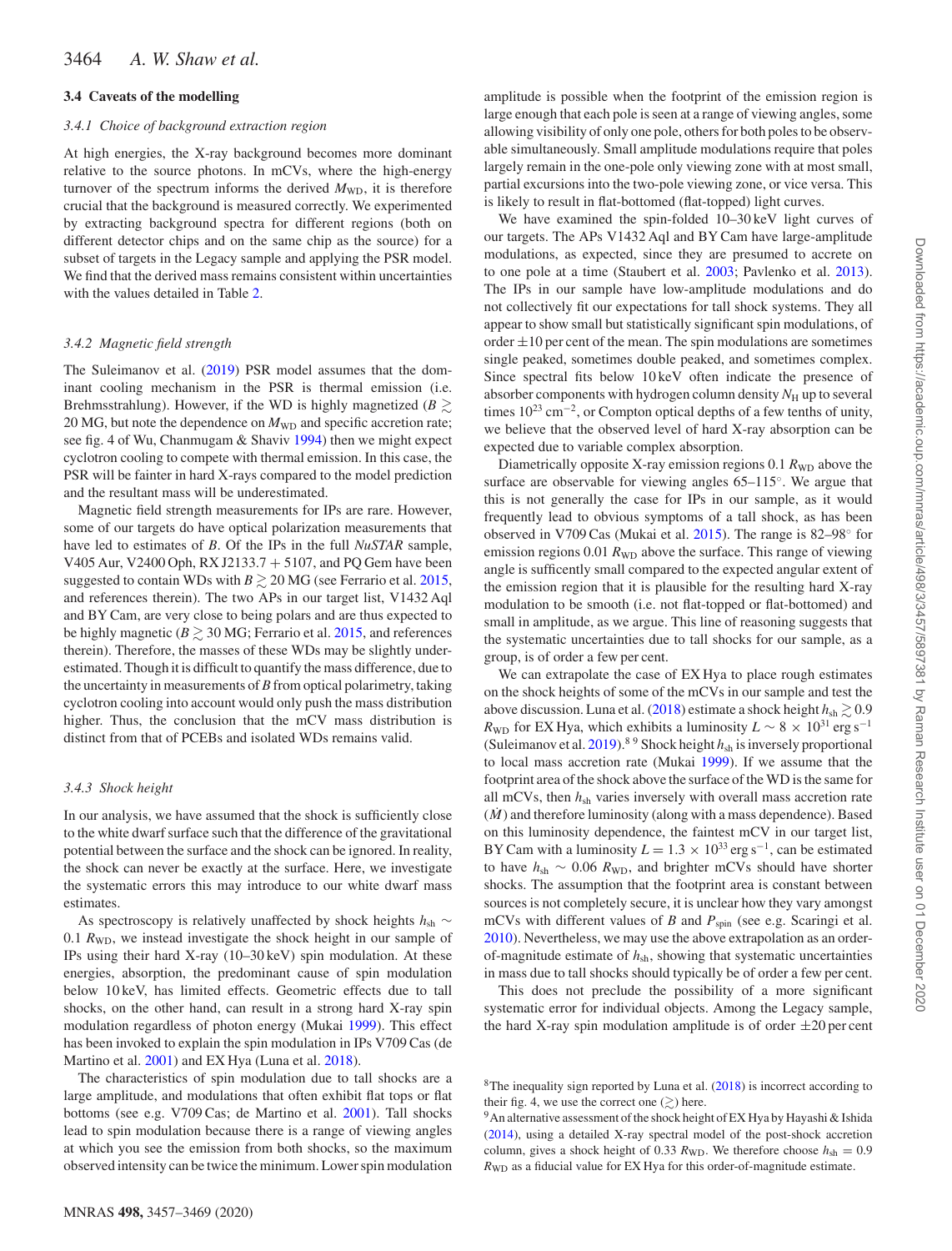### 3.4 Caveats of the modelling

#### 3.4.1 Choice of background extraction region

At high energies, the X-ray background becomes more dominant relative to the source photons. In mCVs, where the high-energy turnover of the spectrum informs the derived $M_{\rm WD}$, it is therefore crucial that the background is measured correctly. We experimented by extracting background spectra for different regions (both on different detector chips and on the same chip as the source) for a subset of targets in the Legacy sample and applying the PSR model. We find that the derived mass remains consistent within uncertainties with the values detailed in Table 2.

#### 3.4.2 Magnetic field strength

The Suleimanov et al. (2019) PSR model assumes that the dominant cooling mechanism in the PSR is thermal emission (i.e. Brehmsstrahlung). However, if the WD is highly magnetized ($B \gtrsim$ 20 MG, but note the dependence on $M_{\rm WD}$ and specific accretion rate; see fig. 4 of Wu, Chanmugam & Shaviv 1994) then we might expect cyclotron cooling to compete with thermal emission. In this case, the PSR will be fainter in hard X-rays compared to the model prediction and the resultant mass will be underestimated.

Magnetic field strength measurements for IPs are rare. However, some of our targets do have optical polarization measurements that have led to estimates of $B$. Of the IPs in the full *NuSTAR* sample, V405 Aur, V2400 Oph, RX J2133.7 + 5107, and PQ Gem have been suggested to contain WDs with $B \gtrsim 20$ MG (see Ferrario et al. 2015, and references therein). The two APs in our target list, V1432 Aql and BY Cam, are very close to being polars and are thus expected to be highly magnetic ($B \gtrsim 30$ MG; Ferrario et al. 2015, and references therein). Therefore, the masses of these WDs may be slightly underestimated. Though it is difficult to quantify the mass difference, due to the uncertainty in measurements of $B$ from optical polarimetry, taking cyclotron cooling into account would only push the mass distribution higher. Thus, the conclusion that the mCV mass distribution is distinct from that of PCEBs and isolated WDs remains valid.

#### 3.4.3 Shock height

In our analysis, we have assumed that the shock is sufficiently close to the white dwarf surface such that the difference of the gravitational potential between the surface and the shock can be ignored. In reality, the shock can never be exactly at the surface. Here, we investigate the systematic errors this may introduce to our white dwarf mass estimates.

As spectroscopy is relatively unaffected by shock heights $h_{\rm sh} \sim 0.1\ R_{\rm WD}$, we instead investigate the shock height in our sample of IPs using their hard X-ray (10–30 keV) spin modulation. At these energies, absorption, the predominant cause of spin modulation below 10 keV, has limited effects. Geometric effects due to tall shocks, on the other hand, can result in a strong hard X-ray spin modulation regardless of photon energy (Mukai 1999). This effect has been invoked to explain the spin modulation in IPs V709 Cas (de Martino et al. 2001) and EX Hya (Luna et al. 2018).

The characteristics of spin modulation due to tall shocks are a large amplitude, and modulations that often exhibit flat tops or flat bottoms (see e.g. V709 Cas; de Martino et al. 2001). Tall shocks lead to spin modulation because there is a range of viewing angles at which you see the emission from both shocks, so the maximum observed intensity can be twice the minimum. Lower spin modulation amplitude is possible when the footprint of the emission region is large enough that each pole is seen at a range of viewing angles, some allowing visibility of only one pole, others for both poles to be observable simultaneously. Small amplitude modulations require that poles largely remain in the one-pole only viewing zone with at most small, partial excursions into the two-pole viewing zone, or vice versa. This is likely to result in flat-bottomed (flat-topped) light curves.

We have examined the spin-folded 10–30 keV light curves of our targets. The APs V1432 Aql and BY Cam have large-amplitude modulations, as expected, since they are presumed to accrete on to one pole at a time (Staubert et al. 2003; Pavlenko et al. 2013). The IPs in our sample have low-amplitude modulations and do not collectively fit our expectations for tall shock systems. They all appear to show small but statistically significant spin modulations, of order $\pm 10$ per cent of the mean. The spin modulations are sometimes single peaked, sometimes double peaked, and sometimes complex. Since spectral fits below 10 keV often indicate the presence of absorber components with hydrogen column density $N_{\rm H}$ up to several times $10^{23}$ cm$^{-2}$, or Compton optical depths of a few tenths of unity, we believe that the observed level of hard X-ray absorption can be expected due to variable complex absorption.

Diametrically opposite X-ray emission regions 0.1 $R_{\rm WD}$ above the surface are observable for viewing angles 65–115°. We argue that this is not generally the case for IPs in our sample, as it would frequently lead to obvious symptoms of a tall shock, as has been observed in V709 Cas (Mukai et al. 2015). The range is 82–98° for emission regions 0.01 $R_{\rm WD}$ above the surface. This range of viewing angle is sufficently small compared to the expected angular extent of the emission region that it is plausible for the resulting hard X-ray modulation to be smooth (i.e. not flat-topped or flat-bottomed) and small in amplitude, as we argue. This line of reasoning suggests that the systematic uncertainties due to tall shocks for our sample, as a group, is of order a few per cent.

We can extrapolate the case of EX Hya to place rough estimates on the shock heights of some of the mCVs in our sample and test the above discussion. Luna et al. (2018) estimate a shock height $h_{\rm sh} \gtrsim 0.9\ R_{\rm WD}$ for EX Hya, which exhibits a luminosity $L \sim 8 \times 10^{31}$ erg s$^{-1}$ (Suleimanov et al. 2019).[8] [9] Shock height $h_{\rm sh}$ is inversely proportional to local mass accretion rate (Mukai 1999). If we assume that the footprint area of the shock above the surface of the WD is the same for all mCVs, then $h_{\rm sh}$ varies inversely with overall mass accretion rate ($\dot{M}$) and therefore luminosity (along with a mass dependence). Based on this luminosity dependence, the faintest mCV in our target list, BY Cam with a luminosity $L = 1.3 \times 10^{33}$ erg s$^{-1}$, can be estimated to have $h_{\rm sh} \sim 0.06\ R_{\rm WD}$, and brighter mCVs should have shorter shocks. The assumption that the footprint area is constant between sources is not completely secure, it is unclear how they vary amongst mCVs with different values of $B$ and $P_{\rm spin}$ (see e.g. Scaringi et al. 2010). Nevertheless, we may use the above extrapolation as an order-of-magnitude estimate of $h_{\rm sh}$, showing that systematic uncertainties in mass due to tall shocks should typically be of order a few per cent.

This does not preclude the possibility of a more significant systematic error for individual objects. Among the Legacy sample, the hard X-ray spin modulation amplitude is of order $\pm 20$ per cent

[8] The inequality sign reported by Luna et al. (2018) is incorrect according to their fig. 4, we use the correct one ($\gtrsim$) here.

[9] An alternative assessment of the shock height of EX Hya by Hayashi & Ishida (2014), using a detailed X-ray spectral model of the post-shock accretion column, gives a shock height of 0.33 $R_{\rm WD}$. We therefore choose $h_{\rm sh} = 0.9\ R_{\rm WD}$ as a fiducial value for EX Hya for this order-of-magnitude estimate.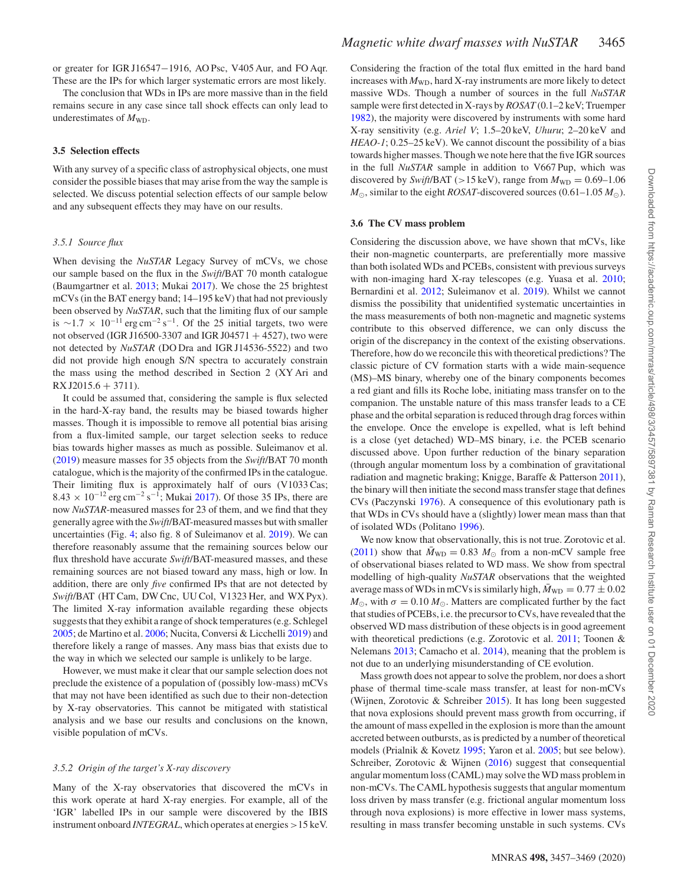or greater for IGR J16547−1916, AO Psc, V405 Aur, and FO Aqr. These are the IPs for which larger systematic errors are most likely.

The conclusion that WDs in IPs are more massive than in the field remains secure in any case since tall shock effects can only lead to underestimates of $M_{\rm WD}$.

### 3.5 Selection effects

With any survey of a specific class of astrophysical objects, one must consider the possible biases that may arise from the way the sample is selected. We discuss potential selection effects of our sample below and any subsequent effects they may have on our results.

#### 3.5.1 Source flux

When devising the *NuSTAR* Legacy Survey of mCVs, we chose our sample based on the flux in the *Swift*/BAT 70 month catalogue (Baumgartner et al. 2013; Mukai 2017). We chose the 25 brightest mCVs (in the BAT energy band; 14–195 keV) that had not previously been observed by *NuSTAR*, such that the limiting flux of our sample is $\sim 1.7 \times 10^{-11}$ erg cm$^{-2}$ s$^{-1}$. Of the 25 initial targets, two were not observed (IGR J16500-3307 and IGR J04571 + 4527), two were not detected by *NuSTAR* (DO Dra and IGR J14536-5522) and two did not provide high enough S/N spectra to accurately constrain the mass using the method described in Section 2 (XY Ari and RX J2015.6 + 3711).

It could be assumed that, considering the sample is flux selected in the hard-X-ray band, the results may be biased towards higher masses. Though it is impossible to remove all potential bias arising from a flux-limited sample, our target selection seeks to reduce bias towards higher masses as much as possible. Suleimanov et al. (2019) measure masses for 35 objects from the *Swift*/BAT 70 month catalogue, which is the majority of the confirmed IPs in the catalogue. Their limiting flux is approximately half of ours (V1033 Cas; $8.43 \times 10^{-12}$ erg cm$^{-2}$ s$^{-1}$; Mukai 2017). Of those 35 IPs, there are now *NuSTAR*-measured masses for 23 of them, and we find that they generally agree with the *Swift*/BAT-measured masses but with smaller uncertainties (Fig. 4; also fig. 8 of Suleimanov et al. 2019). We can therefore reasonably assume that the remaining sources below our flux threshold have accurate *Swift*/BAT-measured masses, and these remaining sources are not biased toward any mass, high or low. In addition, there are only *five* confirmed IPs that are not detected by *Swift*/BAT (HT Cam, DW Cnc, UU Col, V1323 Her, and WX Pyx). The limited X-ray information available regarding these objects suggests that they exhibit a range of shock temperatures (e.g. Schlegel 2005; de Martino et al. 2006; Nucita, Conversi & Licchelli 2019) and therefore likely a range of masses. Any mass bias that exists due to the way in which we selected our sample is unlikely to be large.

However, we must make it clear that our sample selection does not preclude the existence of a population of (possibly low-mass) mCVs that may not have been identified as such due to their non-detection by X-ray observatories. This cannot be mitigated with statistical analysis and we base our results and conclusions on the known, visible population of mCVs.

#### 3.5.2 Origin of the target's X-ray discovery

Many of the X-ray observatories that discovered the mCVs in this work operate at hard X-ray energies. For example, all of the 'IGR' labelled IPs in our sample were discovered by the IBIS instrument onboard *INTEGRAL*, which operates at energies >15 keV. Considering the fraction of the total flux emitted in the hard band increases with $M_{\rm WD}$, hard X-ray instruments are more likely to detect massive WDs. Though a number of sources in the full *NuSTAR* sample were first detected in X-rays by *ROSAT* (0.1–2 keV; Truemper 1982), the majority were discovered by instruments with some hard X-ray sensitivity (e.g. *Ariel V*; 1.5–20 keV, *Uhuru*; 2–20 keV and *HEAO-1*; 0.25–25 keV). We cannot discount the possibility of a bias towards higher masses. Though we note here that the five IGR sources in the full *NuSTAR* sample in addition to V667 Pup, which was discovered by *Swift*/BAT (>15 keV), range from $M_{\rm WD} = 0.69$–$1.06$ $M_\odot$, similar to the eight *ROSAT*-discovered sources (0.61–1.05 $M_\odot$).

### 3.6 The CV mass problem

Considering the discussion above, we have shown that mCVs, like their non-magnetic counterparts, are preferentially more massive than both isolated WDs and PCEBs, consistent with previous surveys with non-imaging hard X-ray telescopes (e.g. Yuasa et al. 2010; Bernardini et al. 2012; Suleimanov et al. 2019). Whilst we cannot dismiss the possibility that unidentified systematic uncertainties in the mass measurements of both non-magnetic and magnetic systems contribute to this observed difference, we can only discuss the origin of the discrepancy in the context of the existing observations. Therefore, how do we reconcile this with theoretical predictions? The classic picture of CV formation starts with a wide main-sequence (MS)–MS binary, whereby one of the binary components becomes a red giant and fills its Roche lobe, initiating mass transfer on to the companion. The unstable nature of this mass transfer leads to a CE phase and the orbital separation is reduced through drag forces within the envelope. Once the envelope is expelled, what is left behind is a close (yet detached) WD–MS binary, i.e. the PCEB scenario discussed above. Upon further reduction of the binary separation (through angular momentum loss by a combination of gravitational radiation and magnetic braking; Knigge, Baraffe & Patterson 2011), the binary will then initiate the second mass transfer stage that defines CVs (Paczynski 1976). A consequence of this evolutionary path is that WDs in CVs should have a (slightly) lower mean mass than that of isolated WDs (Politano 1996).

We now know that observationally, this is not true. Zorotovic et al. (2011) show that $\bar{M}_{\rm WD} = 0.83$ $M_\odot$ from a non-mCV sample free of observational biases related to WD mass. We show from spectral modelling of high-quality *NuSTAR* observations that the weighted average mass of WDs in mCVs is similarly high, $\bar{M}_{\rm WD} = 0.77 \pm 0.02$ $M_\odot$, with $\sigma = 0.10$ $M_\odot$. Matters are complicated further by the fact that studies of PCEBs, i.e. the precursor to CVs, have revealed that the observed WD mass distribution of these objects is in good agreement with theoretical predictions (e.g. Zorotovic et al. 2011; Toonen & Nelemans 2013; Camacho et al. 2014), meaning that the problem is not due to an underlying misunderstanding of CE evolution.

Mass growth does not appear to solve the problem, nor does a short phase of thermal time-scale mass transfer, at least for non-mCVs (Wijnen, Zorotovic & Schreiber 2015). It has long been suggested that nova explosions should prevent mass growth from occurring, if the amount of mass expelled in the explosion is more than the amount accreted between outbursts, as is predicted by a number of theoretical models (Prialnik & Kovetz 1995; Yaron et al. 2005; but see below). Schreiber, Zorotovic & Wijnen (2016) suggest that consequential angular momentum loss (CAML) may solve the WD mass problem in non-mCVs. The CAML hypothesis suggests that angular momentum loss driven by mass transfer (e.g. frictional angular momentum loss through nova explosions) is more effective in lower mass systems, resulting in mass transfer becoming unstable in such systems. CVs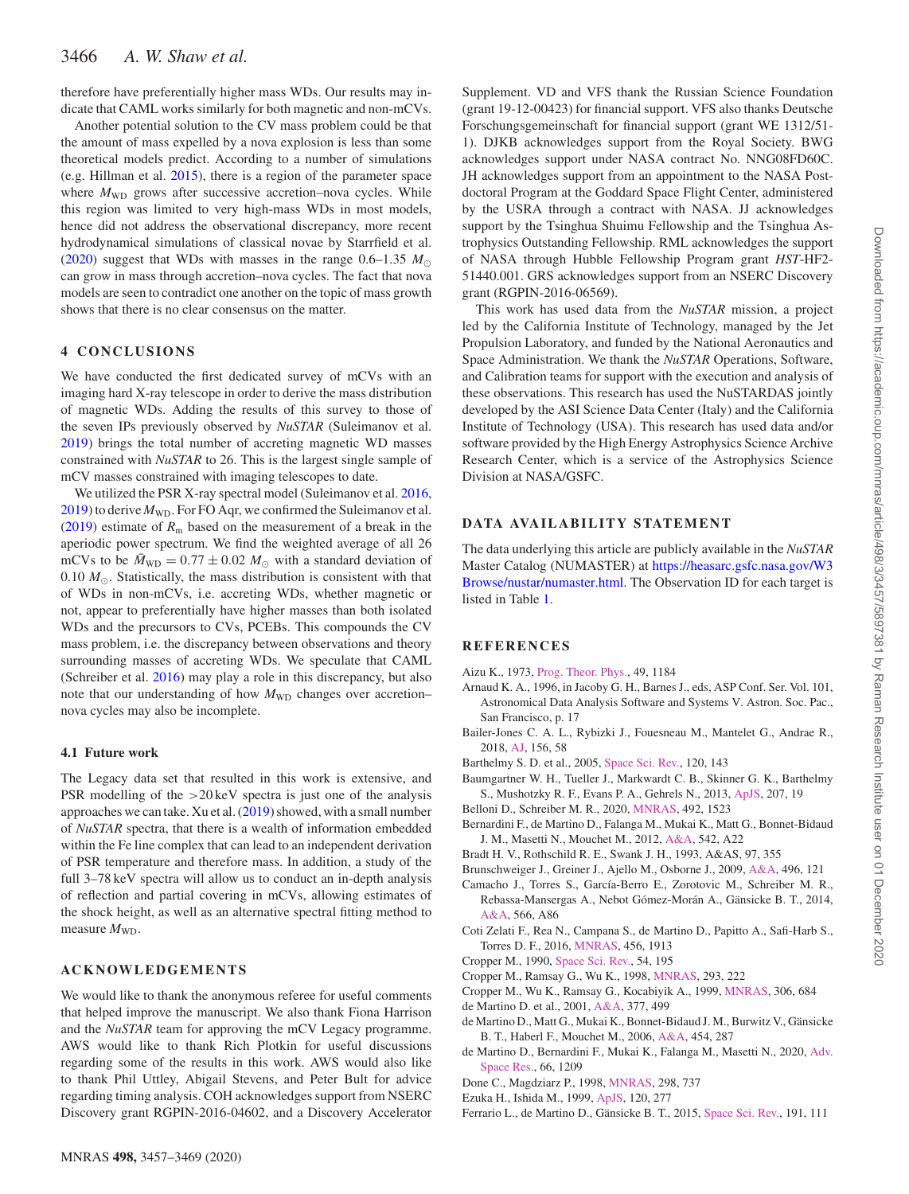therefore have preferentially higher mass WDs. Our results may indicate that CAML works similarly for both magnetic and non-mCVs.

Another potential solution to the CV mass problem could be that the amount of mass expelled by a nova explosion is less than some theoretical models predict. According to a number of simulations (e.g. Hillman et al. 2015), there is a region of the parameter space where $M_{\rm WD}$ grows after successive accretion–nova cycles. While this region was limited to very high-mass WDs in most models, hence did not address the observational discrepancy, more recent hydrodynamical simulations of classical novae by Starrfield et al. (2020) suggest that WDs with masses in the range 0.6–1.35 $M_{\odot}$ can grow in mass through accretion–nova cycles. The fact that nova models are seen to contradict one another on the topic of mass growth shows that there is no clear consensus on the matter.

## 4 CONCLUSIONS

We have conducted the first dedicated survey of mCVs with an imaging hard X-ray telescope in order to derive the mass distribution of magnetic WDs. Adding the results of this survey to those of the seven IPs previously observed by *NuSTAR* (Suleimanov et al. 2019) brings the total number of accreting magnetic WD masses constrained with *NuSTAR* to 26. This is the largest single sample of mCV masses constrained with imaging telescopes to date.

We utilized the PSR X-ray spectral model (Suleimanov et al. 2016, 2019) to derive $M_{\rm WD}$. For FO Aqr, we confirmed the Suleimanov et al. (2019) estimate of $R_{\rm m}$ based on the measurement of a break in the aperiodic power spectrum. We find the weighted average of all 26 mCVs to be $\bar{M}_{\rm WD} = 0.77 \pm 0.02\ M_{\odot}$ with a standard deviation of 0.10 $M_{\odot}$. Statistically, the mass distribution is consistent with that of WDs in non-mCVs, i.e. accreting WDs, whether magnetic or not, appear to preferentially have higher masses than both isolated WDs and the precursors to CVs, PCEBs. This compounds the CV mass problem, i.e. the discrepancy between observations and theory surrounding masses of accreting WDs. We speculate that CAML (Schreiber et al. 2016) may play a role in this discrepancy, but also note that our understanding of how $M_{\rm WD}$ changes over accretion–nova cycles may also be incomplete.

### 4.1 Future work

The Legacy data set that resulted in this work is extensive, and PSR modelling of the >20 keV spectra is just one of the analysis approaches we can take. Xu et al. (2019) showed, with a small number of *NuSTAR* spectra, that there is a wealth of information embedded within the Fe line complex that can lead to an independent derivation of PSR temperature and therefore mass. In addition, a study of the full 3–78 keV spectra will allow us to conduct an in-depth analysis of reflection and partial covering in mCVs, allowing estimates of the shock height, as well as an alternative spectral fitting method to measure $M_{\rm WD}$.

## ACKNOWLEDGEMENTS

We would like to thank the anonymous referee for useful comments that helped improve the manuscript. We also thank Fiona Harrison and the *NuSTAR* team for approving the mCV Legacy programme. AWS would like to thank Rich Plotkin for useful discussions regarding some of the results in this work. AWS would also like to thank Phil Uttley, Abigail Stevens, and Peter Bult for advice regarding timing analysis. COH acknowledges support from NSERC Discovery grant RGPIN-2016-04602, and a Discovery Accelerator Supplement. VD and VFS thank the Russian Science Foundation (grant 19-12-00423) for financial support. VFS also thanks Deutsche Forschungsgemeinschaft for financial support (grant WE 1312/51-1). DJKB acknowledges support from the Royal Society. BWG acknowledges support under NASA contract No. NNG08FD60C. JH acknowledges support from an appointment to the NASA Postdoctoral Program at the Goddard Space Flight Center, administered by the USRA through a contract with NASA. JJ acknowledges support by the Tsinghua Shuimu Fellowship and the Tsinghua Astrophysics Outstanding Fellowship. RML acknowledges the support of NASA through Hubble Fellowship Program grant *HST*-HF2-51440.001. GRS acknowledges support from an NSERC Discovery grant (RGPIN-2016-06569).

This work has used data from the *NuSTAR* mission, a project led by the California Institute of Technology, managed by the Jet Propulsion Laboratory, and funded by the National Aeronautics and Space Administration. We thank the *NuSTAR* Operations, Software, and Calibration teams for support with the execution and analysis of these observations. This research has used the NuSTARDAS jointly developed by the ASI Science Data Center (Italy) and the California Institute of Technology (USA). This research has used data and/or software provided by the High Energy Astrophysics Science Archive Research Center, which is a service of the Astrophysics Science Division at NASA/GSFC.

## DATA AVAILABILITY STATEMENT

The data underlying this article are publicly available in the *NuSTAR* Master Catalog (NUMASTER) at https://heasarc.gsfc.nasa.gov/W3Browse/nustar/numaster.html. The Observation ID for each target is listed in Table 1.

## REFERENCES

Aizu K., 1973, Prog. Theor. Phys., 49, 1184
Arnaud K. A., 1996, in Jacoby G. H., Barnes J., eds, ASP Conf. Ser. Vol. 101, Astronomical Data Analysis Software and Systems V. Astron. Soc. Pac., San Francisco, p. 17
Bailer-Jones C. A. L., Rybizki J., Fouesneau M., Mantelet G., Andrae R., 2018, AJ, 156, 58
Barthelmy S. D. et al., 2005, Space Sci. Rev., 120, 143
Baumgartner W. H., Tueller J., Markwardt C. B., Skinner G. K., Barthelmy S., Mushotzky R. F., Evans P. A., Gehrels N., 2013, ApJS, 207, 19
Belloni D., Schreiber M. R., 2020, MNRAS, 492, 1523
Bernardini F., de Martino D., Falanga M., Mukai K., Matt G., Bonnet-Bidaud J. M., Masetti N., Mouchet M., 2012, A&A, 542, A22
Bradt H. V., Rothschild R. E., Swank J. H., 1993, A&AS, 97, 355
Brunschweiger J., Greiner J., Ajello M., Osborne J., 2009, A&A, 496, 121
Camacho J., Torres S., García-Berro E., Zorotovic M., Schreiber M. R., Rebassa-Mansergas A., Nebot Gómez-Morán A., Gänsicke B. T., 2014, A&A, 566, A86
Coti Zelati F., Rea N., Campana S., de Martino D., Papitto A., Safi-Harb S., Torres D. F., 2016, MNRAS, 456, 1913
Cropper M., 1990, Space Sci. Rev., 54, 195
Cropper M., Ramsay G., Wu K., 1998, MNRAS, 293, 222
Cropper M., Wu K., Ramsay G., Kocabiyik A., 1999, MNRAS, 306, 684
de Martino D. et al., 2001, A&A, 377, 499
de Martino D., Matt G., Mukai K., Bonnet-Bidaud J. M., Burwitz V., Gänsicke B. T., Haberl F., Mouchet M., 2006, A&A, 454, 287
de Martino D., Bernardini F., Mukai K., Falanga M., Masetti N., 2020, Adv. Space Res., 66, 1209
Done C., Magdziarz P., 1998, MNRAS, 298, 737
Ezuka H., Ishida M., 1999, ApJS, 120, 277
Ferrario L., de Martino D., Gänsicke B. T., 2015, Space Sci. Rev., 191, 111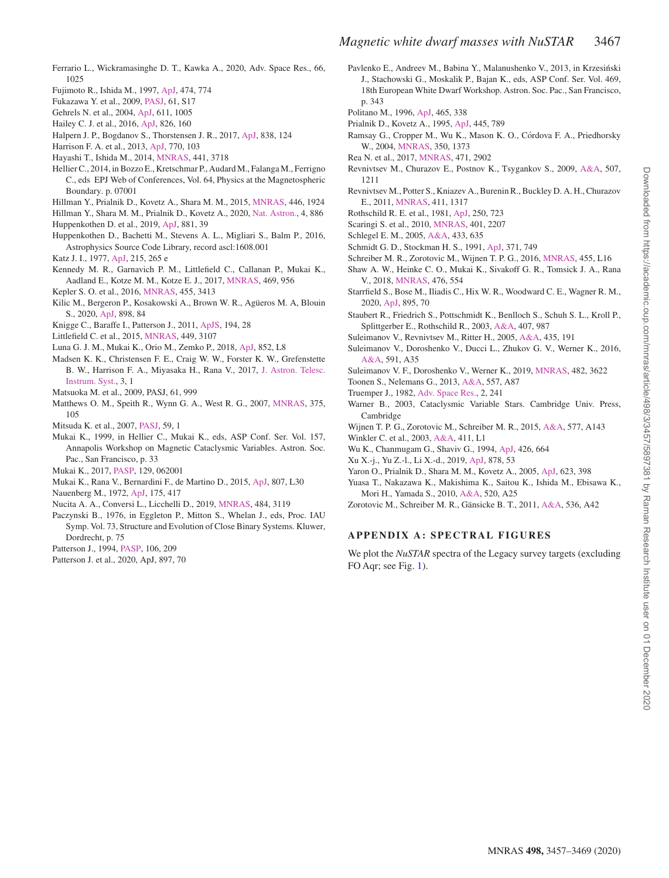Ferrario L., Wickramasinghe D. T., Kawka A., 2020, Adv. Space Res., 66, 1025

Fujimoto R., Ishida M., 1997, ApJ, 474, 774

Fukazawa Y. et al., 2009, PASJ, 61, S17

Gehrels N. et al., 2004, ApJ, 611, 1005

Hailey C. J. et al., 2016, ApJ, 826, 160

Halpern J. P., Bogdanov S., Thorstensen J. R., 2017, ApJ, 838, 124

Harrison F. A. et al., 2013, ApJ, 770, 103

Hayashi T., Ishida M., 2014, MNRAS, 441, 3718

Hellier C., 2014, in Bozzo E., Kretschmar P., Audard M., Falanga M., Ferrigno C., eds EPJ Web of Conferences, Vol. 64, Physics at the Magnetospheric Boundary. p. 07001

Hillman Y., Prialnik D., Kovetz A., Shara M. M., 2015, MNRAS, 446, 1924

Hillman Y., Shara M. M., Prialnik D., Kovetz A., 2020, Nat. Astron., 4, 886

Huppenkothen D. et al., 2019, ApJ, 881, 39

Huppenkothen D., Bachetti M., Stevens A. L., Migliari S., Balm P., 2016, Astrophysics Source Code Library, record ascl:1608.001

Katz J. I., 1977, ApJ, 215, 265 e

Kennedy M. R., Garnavich P. M., Littlefield C., Callanan P., Mukai K., Aadland E., Kotze M. M., Kotze E. J., 2017, MNRAS, 469, 956

Kepler S. O. et al., 2016, MNRAS, 455, 3413

Kilic M., Bergeron P., Kosakowski A., Brown W. R., Agüeros M. A, Blouin S., 2020, ApJ, 898, 84

Knigge C., Baraffe I., Patterson J., 2011, ApJS, 194, 28

Littlefield C. et al., 2015, MNRAS, 449, 3107

Luna G. J. M., Mukai K., Orio M., Zemko P., 2018, ApJ, 852, L8

Madsen K. K., Christensen F. E., Craig W. W., Forster K. W., Grefenstette B. W., Harrison F. A., Miyasaka H., Rana V., 2017, J. Astron. Telesc. Instrum. Syst., 3, 1

Matsuoka M. et al., 2009, PASJ, 61, 999

Matthews O. M., Speith R., Wynn G. A., West R. G., 2007, MNRAS, 375, 105

Mitsuda K. et al., 2007, PASJ, 59, 1

Mukai K., 1999, in Hellier C., Mukai K., eds, ASP Conf. Ser. Vol. 157, Annapolis Workshop on Magnetic Cataclysmic Variables. Astron. Soc. Pac., San Francisco, p. 33

Mukai K., 2017, PASP, 129, 062001

Mukai K., Rana V., Bernardini F., de Martino D., 2015, ApJ, 807, L30

Nauenberg M., 1972, ApJ, 175, 417

Nucita A. A., Conversi L., Licchelli D., 2019, MNRAS, 484, 3119

Paczynski B., 1976, in Eggleton P., Mitton S., Whelan J., eds, Proc. IAU Symp. Vol. 73, Structure and Evolution of Close Binary Systems. Kluwer, Dordrecht, p. 75

Patterson J., 1994, PASP, 106, 209

Patterson J. et al., 2020, ApJ, 897, 70

Pavlenko E., Andreev M., Babina Y., Malanushenko V., 2013, in Krzesiński J., Stachowski G., Moskalik P., Bajan K., eds, ASP Conf. Ser. Vol. 469, 18th European White Dwarf Workshop. Astron. Soc. Pac., San Francisco, p. 343

Politano M., 1996, ApJ, 465, 338

Prialnik D., Kovetz A., 1995, ApJ, 445, 789

Ramsay G., Cropper M., Wu K., Mason K. O., Córdova F. A., Priedhorsky W., 2004, MNRAS, 350, 1373

Rea N. et al., 2017, MNRAS, 471, 2902

Revnivtsev M., Churazov E., Postnov K., Tsygankov S., 2009, A&A, 507, 1211

Revnivtsev M., Potter S., Kniazev A., Burenin R., Buckley D. A. H., Churazov E., 2011, MNRAS, 411, 1317

Rothschild R. E. et al., 1981, ApJ, 250, 723

Scaringi S. et al., 2010, MNRAS, 401, 2207

Schlegel E. M., 2005, A&A, 433, 635

Schmidt G. D., Stockman H. S., 1991, ApJ, 371, 749

Schreiber M. R., Zorotovic M., Wijnen T. P. G., 2016, MNRAS, 455, L16

Shaw A. W., Heinke C. O., Mukai K., Sivakoff G. R., Tomsick J. A., Rana V., 2018, MNRAS, 476, 554

Starrfield S., Bose M., Iliadis C., Hix W. R., Woodward C. E., Wagner R. M., 2020, ApJ, 895, 70

Staubert R., Friedrich S., Pottschmidt K., Benlloch S., Schuh S. L., Kroll P., Splittgerber E., Rothschild R., 2003, A&A, 407, 987

Suleimanov V., Revnivtsev M., Ritter H., 2005, A&A, 435, 191

Suleimanov V., Doroshenko V., Ducci L., Zhukov G. V., Werner K., 2016, A&A, 591, A35

Suleimanov V. F., Doroshenko V., Werner K., 2019, MNRAS, 482, 3622

Toonen S., Nelemans G., 2013, A&A, 557, A87

Truemper J., 1982, Adv. Space Res., 2, 241

Warner B., 2003, Cataclysmic Variable Stars. Cambridge Univ. Press, Cambridge

Wijnen T. P. G., Zorotovic M., Schreiber M. R., 2015, A&A, 577, A143

Winkler C. et al., 2003, A&A, 411, L1

Wu K., Chanmugam G., Shaviv G., 1994, ApJ, 426, 664

Xu X.-j., Yu Z.-l., Li X.-d., 2019, ApJ, 878, 53

Yaron O., Prialnik D., Shara M. M., Kovetz A., 2005, ApJ, 623, 398

Yuasa T., Nakazawa K., Makishima K., Saitou K., Ishida M., Ebisawa K., Mori H., Yamada S., 2010, A&A, 520, A25

Zorotovic M., Schreiber M. R., Gänsicke B. T., 2011, A&A, 536, A42

## APPENDIX A: SPECTRAL FIGURES

We plot the *NuSTAR* spectra of the Legacy survey targets (excluding FO Aqr; see Fig. 1).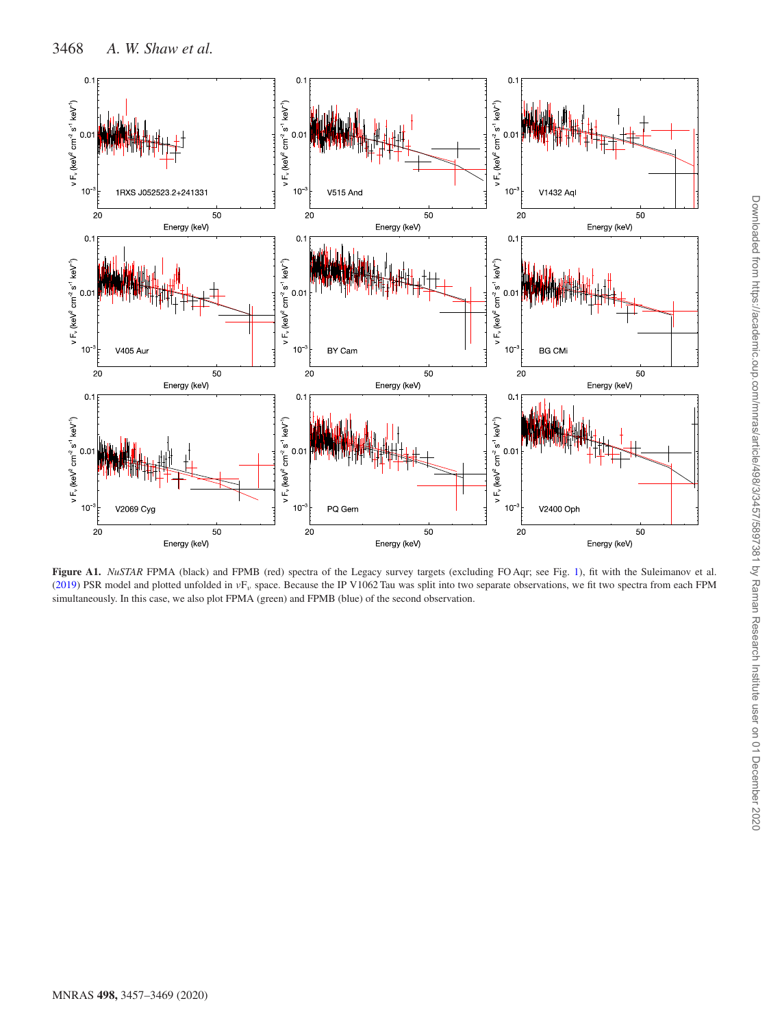**Figure A1.** *NuSTAR* FPMA (black) and FPMB (red) spectra of the Legacy survey targets (excluding FO Aqr; see Fig. 1), fit with the Suleimanov et al. (2019) PSR model and plotted unfolded in $\nu F_{\nu}$ space. Because the IP V1062 Tau was split into two separate observations, we fit two spectra from each FPM simultaneously. In this case, we also plot FPMA (green) and FPMB (blue) of the second observation.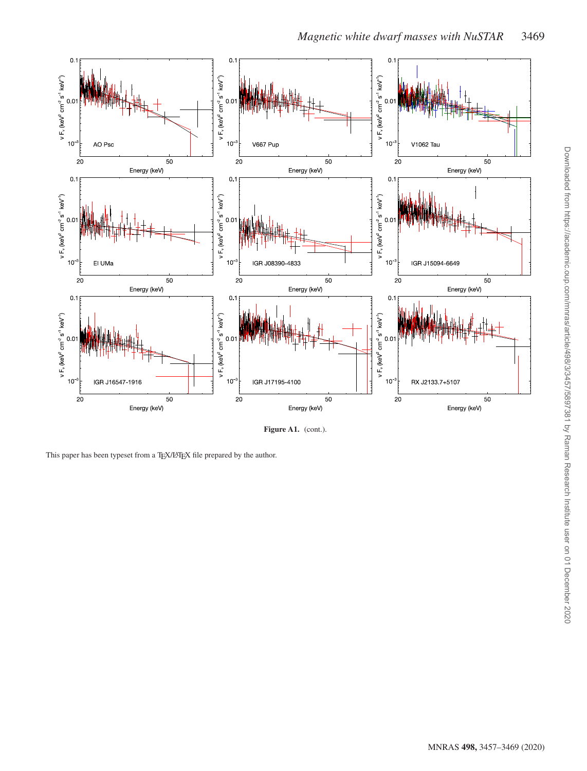AO Psc

V667 Pup

V1062 Tau

EI UMa

IGR J08390-4833

IGR J15094-6649

IGR J16547-1916

IGR J17195-4100

RX J2133.7+5107

ν Fν (keV² cm⁻² s⁻¹ keV⁻¹)

Energy (keV)

0.1
0.01
$10^{-3}$

20
50

**Figure A1.** (cont.).

This paper has been typeset from a TEX/LATEX file prepared by the author.